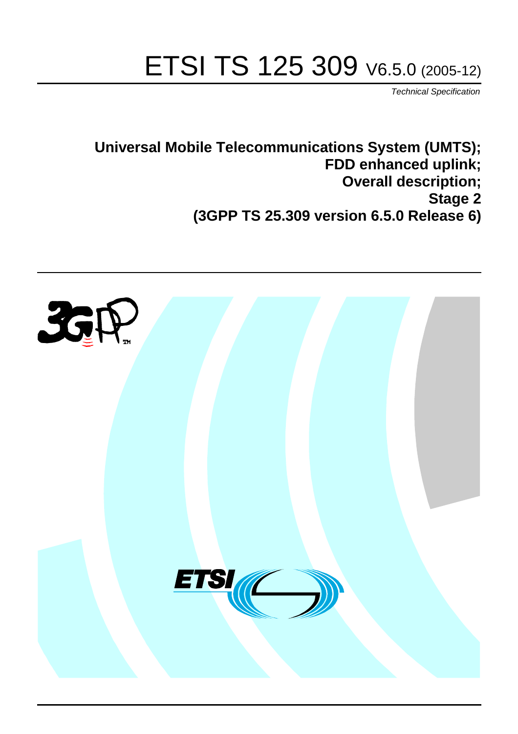# ETSI TS 125 309 V6.5.0 (2005-12)

*Technical Specification*

**Universal Mobile Telecommunications System (UMTS);**
**FDD enhanced uplink;**
**Overall description;**
**Stage 2**
**(3GPP TS 25.309 version 6.5.0 Release 6)**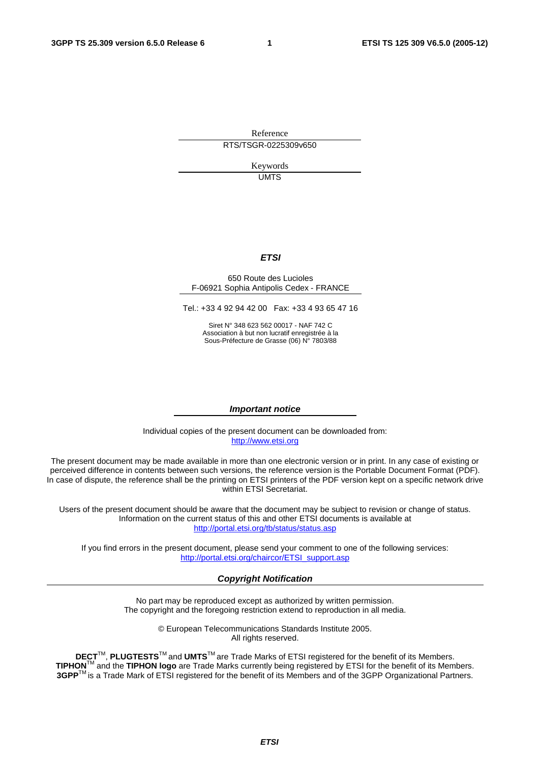Reference

RTS/TSGR-0225309v650

Keywords

UMTS

***ETSI***

650 Route des Lucioles
F-06921 Sophia Antipolis Cedex - FRANCE

Tel.: +33 4 92 94 42 00 Fax: +33 4 93 65 47 16

Siret N° 348 623 562 00017 - NAF 742 C
Association à but non lucratif enregistrée à la
Sous-Préfecture de Grasse (06) N° 7803/88

***Important notice***

Individual copies of the present document can be downloaded from:
http://www.etsi.org

The present document may be made available in more than one electronic version or in print. In any case of existing or perceived difference in contents between such versions, the reference version is the Portable Document Format (PDF). In case of dispute, the reference shall be the printing on ETSI printers of the PDF version kept on a specific network drive within ETSI Secretariat.

Users of the present document should be aware that the document may be subject to revision or change of status. Information on the current status of this and other ETSI documents is available at
http://portal.etsi.org/tb/status/status.asp

If you find errors in the present document, please send your comment to one of the following services:
http://portal.etsi.org/chaircor/ETSI_support.asp

***Copyright Notification***

No part may be reproduced except as authorized by written permission.
The copyright and the foregoing restriction extend to reproduction in all media.

© European Telecommunications Standards Institute 2005.
All rights reserved.

**DECT**TM, **PLUGTESTS**TM and **UMTS**TM are Trade Marks of ETSI registered for the benefit of its Members.
**TIPHON**TM and the **TIPHON logo** are Trade Marks currently being registered by ETSI for the benefit of its Members.
**3GPP**TM is a Trade Mark of ETSI registered for the benefit of its Members and of the 3GPP Organizational Partners.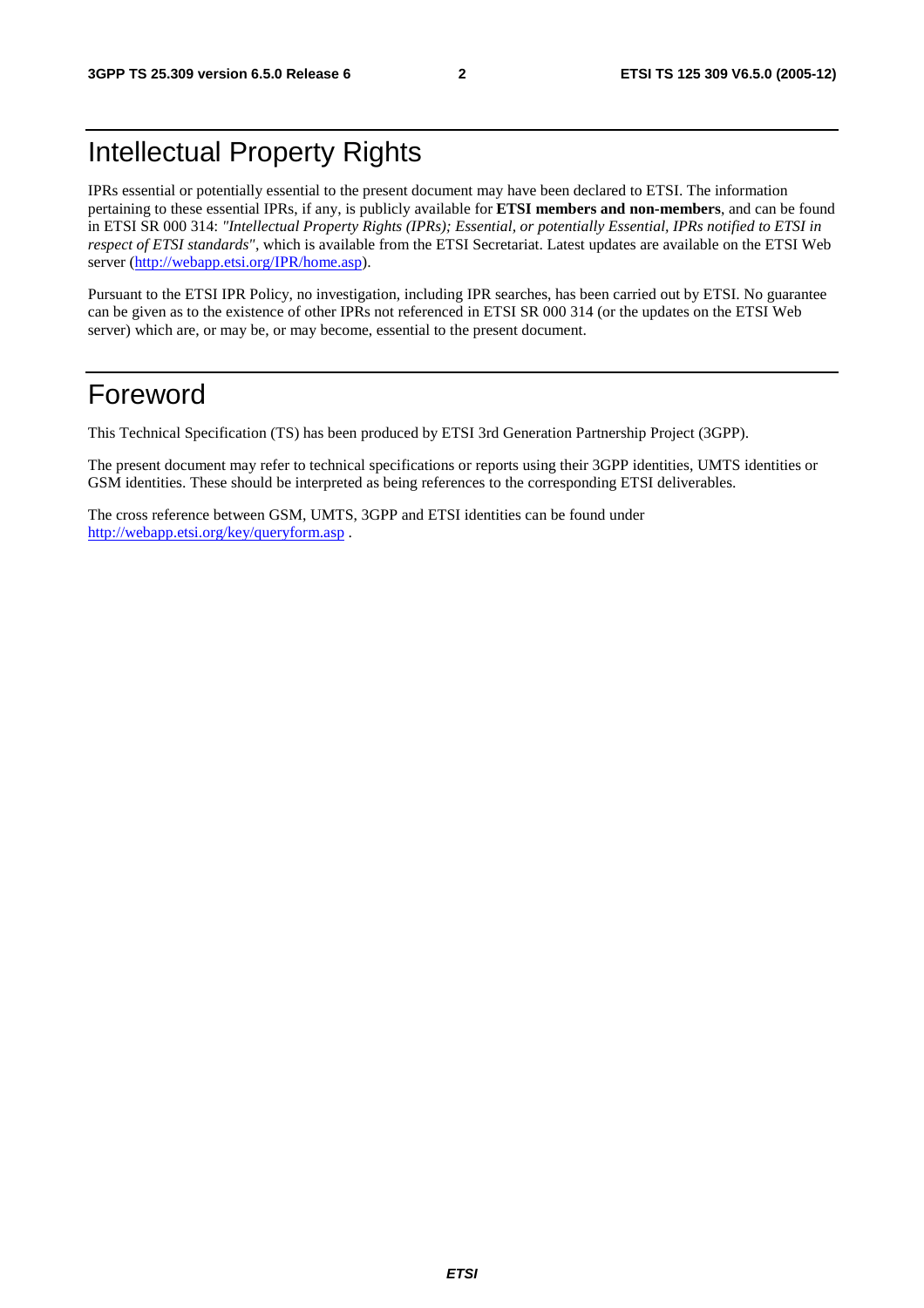# Intellectual Property Rights

IPRs essential or potentially essential to the present document may have been declared to ETSI. The information pertaining to these essential IPRs, if any, is publicly available for **ETSI members and non-members**, and can be found in ETSI SR 000 314: *"Intellectual Property Rights (IPRs); Essential, or potentially Essential, IPRs notified to ETSI in respect of ETSI standards"*, which is available from the ETSI Secretariat. Latest updates are available on the ETSI Web server (http://webapp.etsi.org/IPR/home.asp).

Pursuant to the ETSI IPR Policy, no investigation, including IPR searches, has been carried out by ETSI. No guarantee can be given as to the existence of other IPRs not referenced in ETSI SR 000 314 (or the updates on the ETSI Web server) which are, or may be, or may become, essential to the present document.

# Foreword

This Technical Specification (TS) has been produced by ETSI 3rd Generation Partnership Project (3GPP).

The present document may refer to technical specifications or reports using their 3GPP identities, UMTS identities or GSM identities. These should be interpreted as being references to the corresponding ETSI deliverables.

The cross reference between GSM, UMTS, 3GPP and ETSI identities can be found under http://webapp.etsi.org/key/queryform.asp .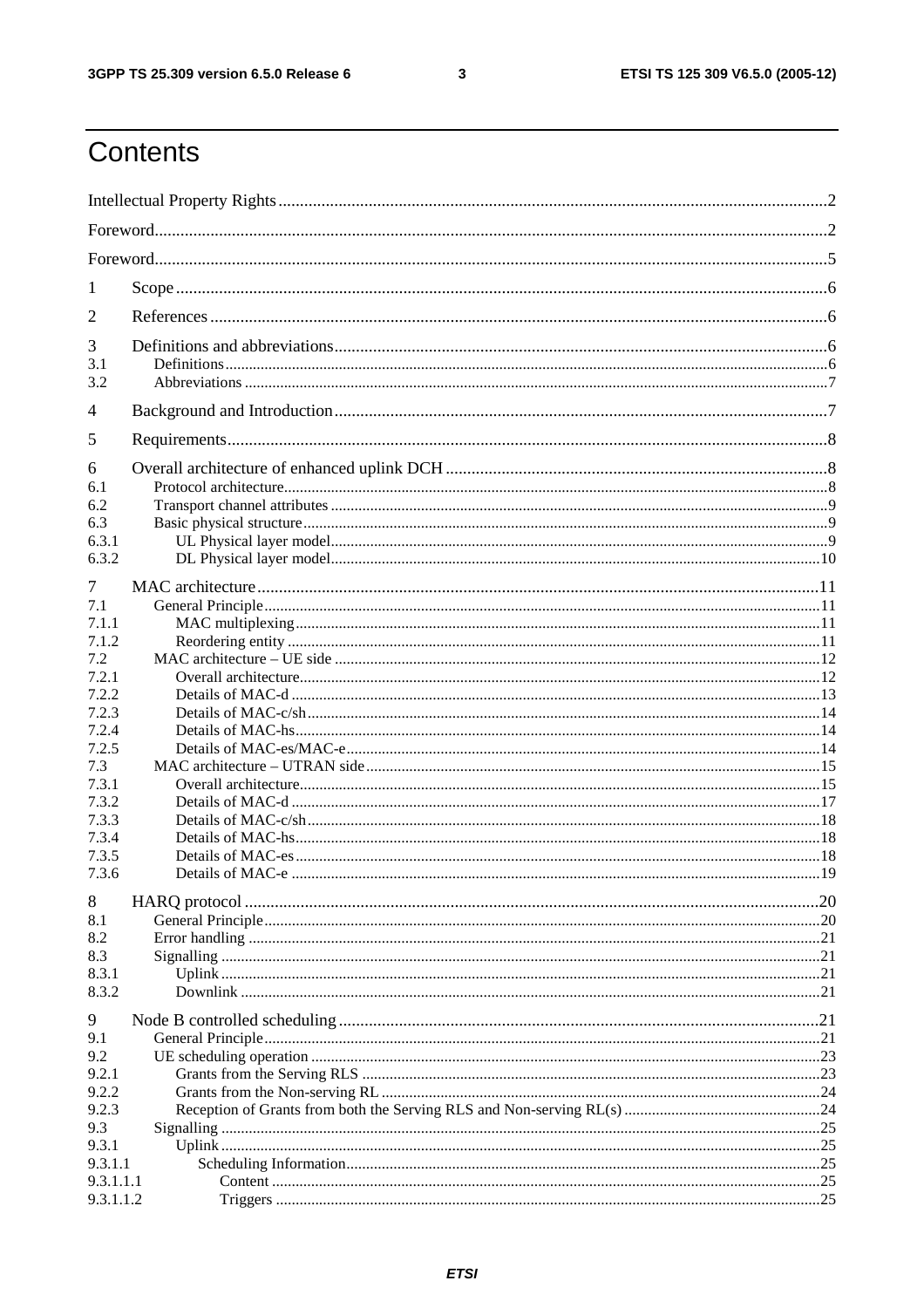# Contents

Intellectual Property Rights ............................................................................................................................2

Foreword............................................................................................................................................................2

Foreword............................................................................................................................................................5

1 Scope ........................................................................................................................................................6

2 References ................................................................................................................................................6

3 Definitions and abbreviations...................................................................................................................6
3.1 Definitions.........................................................................................................................................................6
3.2 Abbreviations ....................................................................................................................................................7

4 Background and Introduction...................................................................................................................7

5 Requirements............................................................................................................................................8

6 Overall architecture of enhanced uplink DCH .........................................................................................8
6.1 Protocol architecture..........................................................................................................................................8
6.2 Transport channel attributes ..............................................................................................................................9
6.3 Basic physical structure.....................................................................................................................................9
6.3.1 UL Physical layer model..............................................................................................................................9
6.3.2 DL Physical layer model............................................................................................................................10

7 MAC architecture ...................................................................................................................................11
7.1 General Principle.............................................................................................................................................11
7.1.1 MAC multiplexing.....................................................................................................................................11
7.1.2 Reordering entity .......................................................................................................................................11
7.2 MAC architecture – UE side ...........................................................................................................................12
7.2.1 Overall architecture....................................................................................................................................12
7.2.2 Details of MAC-d .....................................................................................................................................13
7.2.3 Details of MAC-c/sh..................................................................................................................................14
7.2.4 Details of MAC-hs.....................................................................................................................................14
7.2.5 Details of MAC-es/MAC-e........................................................................................................................14
7.3 MAC architecture – UTRAN side...................................................................................................................15
7.3.1 Overall architecture....................................................................................................................................15
7.3.2 Details of MAC-d .....................................................................................................................................17
7.3.3 Details of MAC-c/sh..................................................................................................................................18
7.3.4 Details of MAC-hs.....................................................................................................................................18
7.3.5 Details of MAC-es.....................................................................................................................................18
7.3.6 Details of MAC-e ......................................................................................................................................19

8 HARQ protocol ......................................................................................................................................20
8.1 General Principle.............................................................................................................................................20
8.2 Error handling .................................................................................................................................................21
8.3 Signalling ........................................................................................................................................................21
8.3.1 Uplink ........................................................................................................................................................21
8.3.2 Downlink ...................................................................................................................................................21

9 Node B controlled scheduling ................................................................................................................21
9.1 General Principle.............................................................................................................................................21
9.2 UE scheduling operation .................................................................................................................................23
9.2.1 Grants from the Serving RLS ....................................................................................................................23
9.2.2 Grants from the Non-serving RL ...............................................................................................................24
9.2.3 Reception of Grants from both the Serving RLS and Non-serving RL(s) ..................................................24
9.3 Signalling ........................................................................................................................................................25
9.3.1 Uplink ........................................................................................................................................................25
9.3.1.1 Scheduling Information........................................................................................................................25
9.3.1.1.1 Content ...........................................................................................................................................25
9.3.1.1.2 Triggers ..........................................................................................................................................25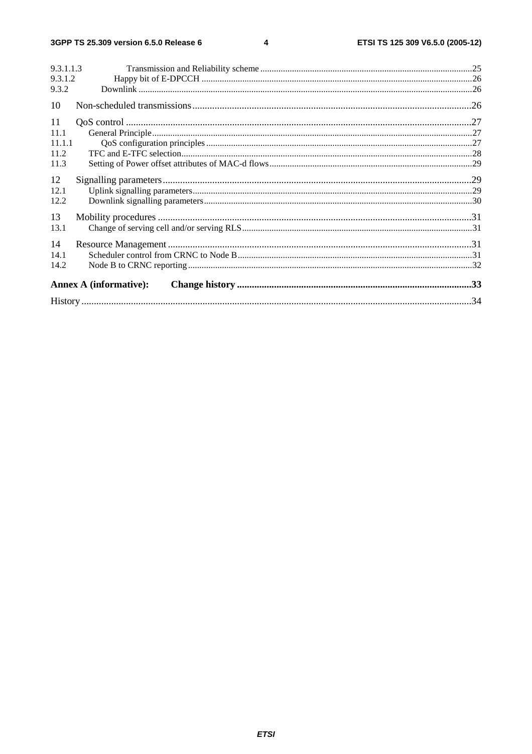9.3.1.1.3 Transmission and Reliability scheme .....25
9.3.1.2 Happy bit of E-DPCCH .....26
9.3.2 Downlink .....26

10 Non-scheduled transmissions .....26

11 QoS control .....27
11.1 General Principle .....27
11.1.1 QoS configuration principles .....27
11.2 TFC and E-TFC selection .....28
11.3 Setting of Power offset attributes of MAC-d flows .....29

12 Signalling parameters .....29
12.1 Uplink signalling parameters .....29
12.2 Downlink signalling parameters .....30

13 Mobility procedures .....31
13.1 Change of serving cell and/or serving RLS .....31

14 Resource Management .....31
14.1 Scheduler control from CRNC to Node B .....31
14.2 Node B to CRNC reporting .....32

**Annex A (informative): Change history .....33**

History .....34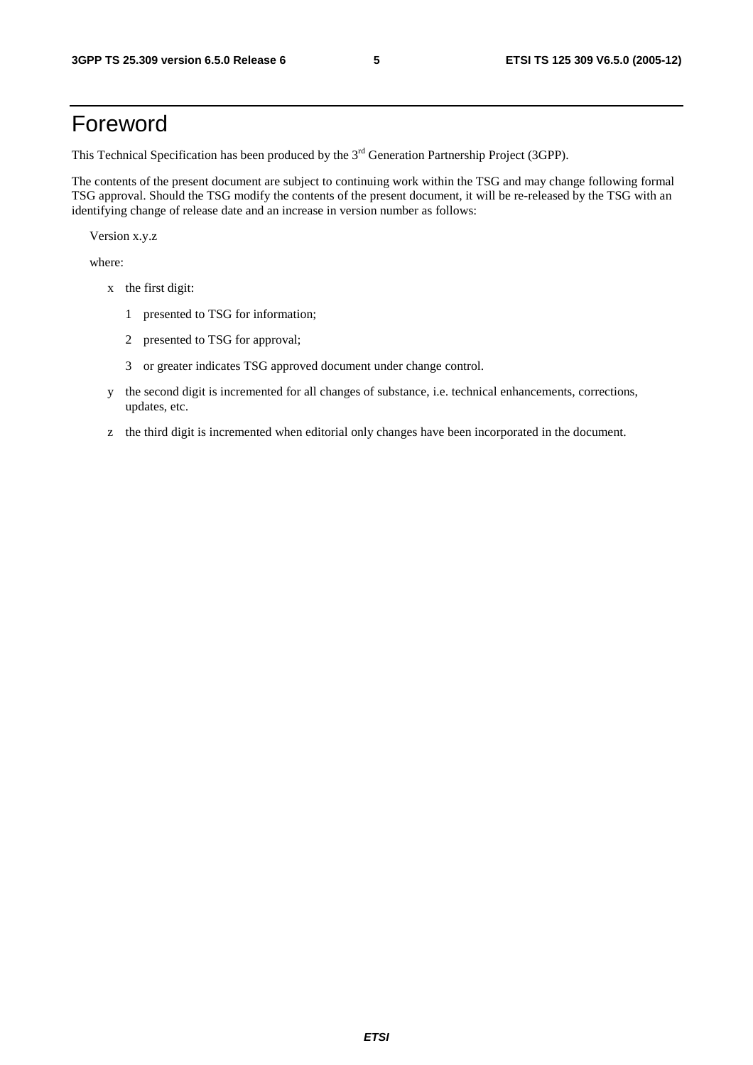# Foreword

This Technical Specification has been produced by the 3rd Generation Partnership Project (3GPP).

The contents of the present document are subject to continuing work within the TSG and may change following formal TSG approval. Should the TSG modify the contents of the present document, it will be re-released by the TSG with an identifying change of release date and an increase in version number as follows:

Version x.y.z

where:

- x the first digit:
  - 1 presented to TSG for information;
  - 2 presented to TSG for approval;
  - 3 or greater indicates TSG approved document under change control.
- y the second digit is incremented for all changes of substance, i.e. technical enhancements, corrections, updates, etc.
- z the third digit is incremented when editorial only changes have been incorporated in the document.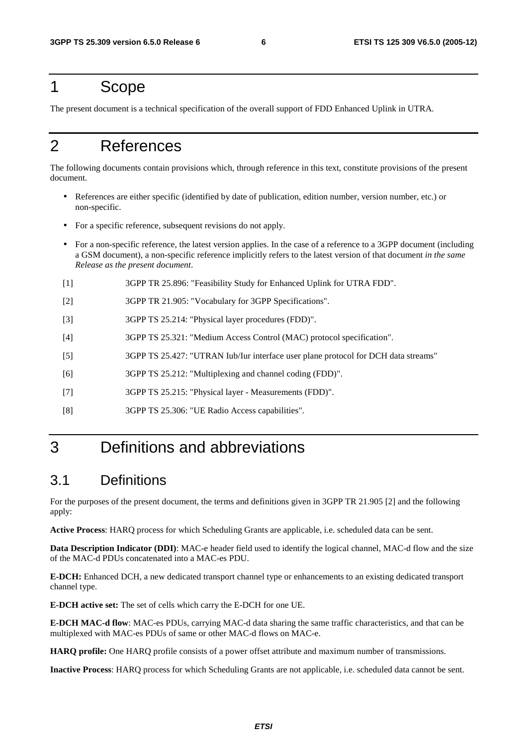# 1 Scope

The present document is a technical specification of the overall support of FDD Enhanced Uplink in UTRA.

# 2 References

The following documents contain provisions which, through reference in this text, constitute provisions of the present document.

- References are either specific (identified by date of publication, edition number, version number, etc.) or non-specific.
- For a specific reference, subsequent revisions do not apply.
- For a non-specific reference, the latest version applies. In the case of a reference to a 3GPP document (including a GSM document), a non-specific reference implicitly refers to the latest version of that document *in the same Release as the present document*.

[1] 3GPP TR 25.896: "Feasibility Study for Enhanced Uplink for UTRA FDD".

[2] 3GPP TR 21.905: "Vocabulary for 3GPP Specifications".

[3] 3GPP TS 25.214: "Physical layer procedures (FDD)".

[4] 3GPP TS 25.321: "Medium Access Control (MAC) protocol specification".

[5] 3GPP TS 25.427: "UTRAN Iub/Iur interface user plane protocol for DCH data streams"

[6] 3GPP TS 25.212: "Multiplexing and channel coding (FDD)".

[7] 3GPP TS 25.215: "Physical layer - Measurements (FDD)".

[8] 3GPP TS 25.306: "UE Radio Access capabilities".

# 3 Definitions and abbreviations

## 3.1 Definitions

For the purposes of the present document, the terms and definitions given in 3GPP TR 21.905 [2] and the following apply:

**Active Process**: HARQ process for which Scheduling Grants are applicable, i.e. scheduled data can be sent.

**Data Description Indicator (DDI)**: MAC-e header field used to identify the logical channel, MAC-d flow and the size of the MAC-d PDUs concatenated into a MAC-es PDU.

**E-DCH:** Enhanced DCH, a new dedicated transport channel type or enhancements to an existing dedicated transport channel type.

**E-DCH active set:** The set of cells which carry the E-DCH for one UE.

**E-DCH MAC-d flow**: MAC-es PDUs, carrying MAC-d data sharing the same traffic characteristics, and that can be multiplexed with MAC-es PDUs of same or other MAC-d flows on MAC-e.

**HARQ profile:** One HARQ profile consists of a power offset attribute and maximum number of transmissions.

**Inactive Process**: HARQ process for which Scheduling Grants are not applicable, i.e. scheduled data cannot be sent.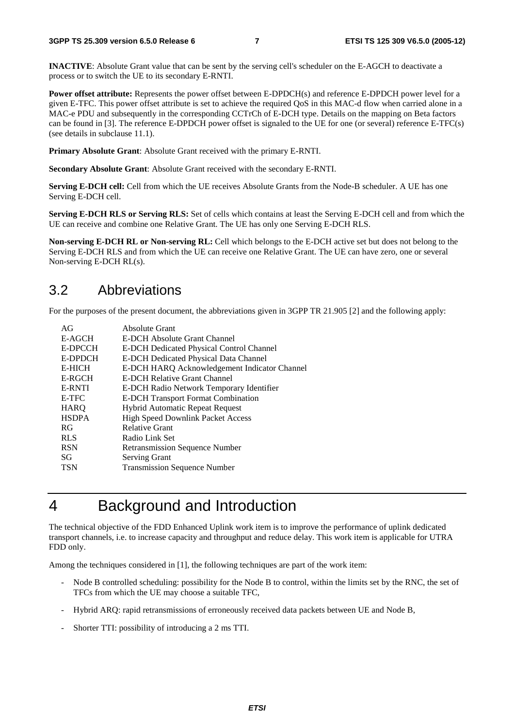**INACTIVE**: Absolute Grant value that can be sent by the serving cell's scheduler on the E-AGCH to deactivate a process or to switch the UE to its secondary E-RNTI.

**Power offset attribute:** Represents the power offset between E-DPDCH(s) and reference E-DPDCH power level for a given E-TFC. This power offset attribute is set to achieve the required QoS in this MAC-d flow when carried alone in a MAC-e PDU and subsequently in the corresponding CCTrCh of E-DCH type. Details on the mapping on Beta factors can be found in [3]. The reference E-DPDCH power offset is signaled to the UE for one (or several) reference E-TFC(s) (see details in subclause 11.1).

**Primary Absolute Grant**: Absolute Grant received with the primary E-RNTI.

**Secondary Absolute Grant**: Absolute Grant received with the secondary E-RNTI.

**Serving E-DCH cell:** Cell from which the UE receives Absolute Grants from the Node-B scheduler. A UE has one Serving E-DCH cell.

**Serving E-DCH RLS or Serving RLS:** Set of cells which contains at least the Serving E-DCH cell and from which the UE can receive and combine one Relative Grant. The UE has only one Serving E-DCH RLS.

**Non-serving E-DCH RL or Non-serving RL:** Cell which belongs to the E-DCH active set but does not belong to the Serving E-DCH RLS and from which the UE can receive one Relative Grant. The UE can have zero, one or several Non-serving E-DCH RL(s).

## 3.2 Abbreviations

For the purposes of the present document, the abbreviations given in 3GPP TR 21.905 [2] and the following apply:

| | |
|---|---|
| AG | Absolute Grant |
| E-AGCH | E-DCH Absolute Grant Channel |
| E-DPCCH | E-DCH Dedicated Physical Control Channel |
| E-DPDCH | E-DCH Dedicated Physical Data Channel |
| E-HICH | E-DCH HARQ Acknowledgement Indicator Channel |
| E-RGCH | E-DCH Relative Grant Channel |
| E-RNTI | E-DCH Radio Network Temporary Identifier |
| E-TFC | E-DCH Transport Format Combination |
| HARQ | Hybrid Automatic Repeat Request |
| HSDPA | High Speed Downlink Packet Access |
| RG | Relative Grant |
| RLS | Radio Link Set |
| RSN | Retransmission Sequence Number |
| SG | Serving Grant |
| TSN | Transmission Sequence Number |

# 4 Background and Introduction

The technical objective of the FDD Enhanced Uplink work item is to improve the performance of uplink dedicated transport channels, i.e. to increase capacity and throughput and reduce delay. This work item is applicable for UTRA FDD only.

Among the techniques considered in [1], the following techniques are part of the work item:

- Node B controlled scheduling: possibility for the Node B to control, within the limits set by the RNC, the set of TFCs from which the UE may choose a suitable TFC,
- Hybrid ARQ: rapid retransmissions of erroneously received data packets between UE and Node B,
- Shorter TTI: possibility of introducing a 2 ms TTI.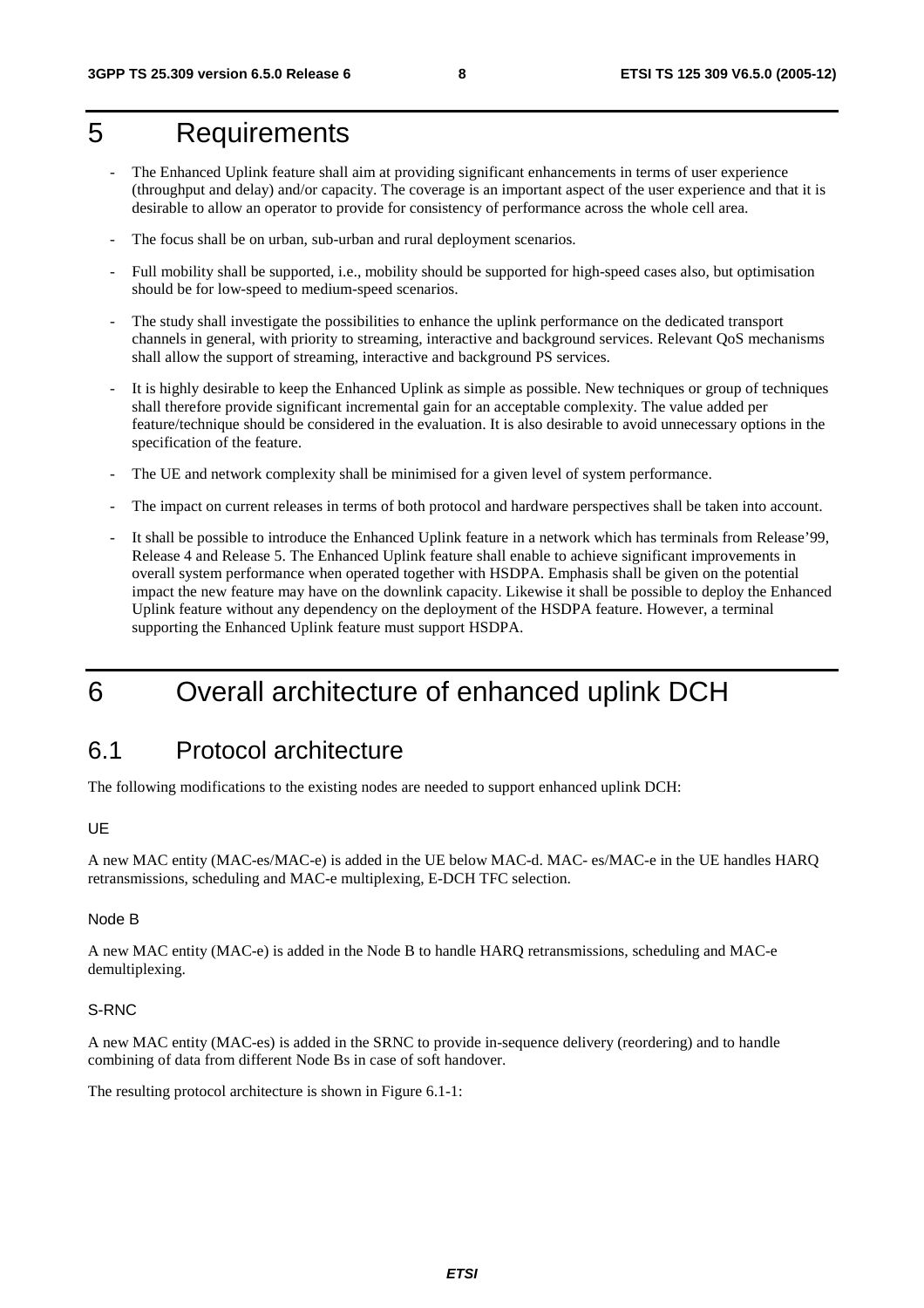# 5 Requirements

- The Enhanced Uplink feature shall aim at providing significant enhancements in terms of user experience (throughput and delay) and/or capacity. The coverage is an important aspect of the user experience and that it is desirable to allow an operator to provide for consistency of performance across the whole cell area.
- The focus shall be on urban, sub-urban and rural deployment scenarios.
- Full mobility shall be supported, i.e., mobility should be supported for high-speed cases also, but optimisation should be for low-speed to medium-speed scenarios.
- The study shall investigate the possibilities to enhance the uplink performance on the dedicated transport channels in general, with priority to streaming, interactive and background services. Relevant QoS mechanisms shall allow the support of streaming, interactive and background PS services.
- It is highly desirable to keep the Enhanced Uplink as simple as possible. New techniques or group of techniques shall therefore provide significant incremental gain for an acceptable complexity. The value added per feature/technique should be considered in the evaluation. It is also desirable to avoid unnecessary options in the specification of the feature.
- The UE and network complexity shall be minimised for a given level of system performance.
- The impact on current releases in terms of both protocol and hardware perspectives shall be taken into account.
- It shall be possible to introduce the Enhanced Uplink feature in a network which has terminals from Release'99, Release 4 and Release 5. The Enhanced Uplink feature shall enable to achieve significant improvements in overall system performance when operated together with HSDPA. Emphasis shall be given on the potential impact the new feature may have on the downlink capacity. Likewise it shall be possible to deploy the Enhanced Uplink feature without any dependency on the deployment of the HSDPA feature. However, a terminal supporting the Enhanced Uplink feature must support HSDPA.

# 6 Overall architecture of enhanced uplink DCH

## 6.1 Protocol architecture

The following modifications to the existing nodes are needed to support enhanced uplink DCH:

UE

A new MAC entity (MAC-es/MAC-e) is added in the UE below MAC-d. MAC- es/MAC-e in the UE handles HARQ retransmissions, scheduling and MAC-e multiplexing, E-DCH TFC selection.

Node B

A new MAC entity (MAC-e) is added in the Node B to handle HARQ retransmissions, scheduling and MAC-e demultiplexing.

S-RNC

A new MAC entity (MAC-es) is added in the SRNC to provide in-sequence delivery (reordering) and to handle combining of data from different Node Bs in case of soft handover.

The resulting protocol architecture is shown in Figure 6.1-1: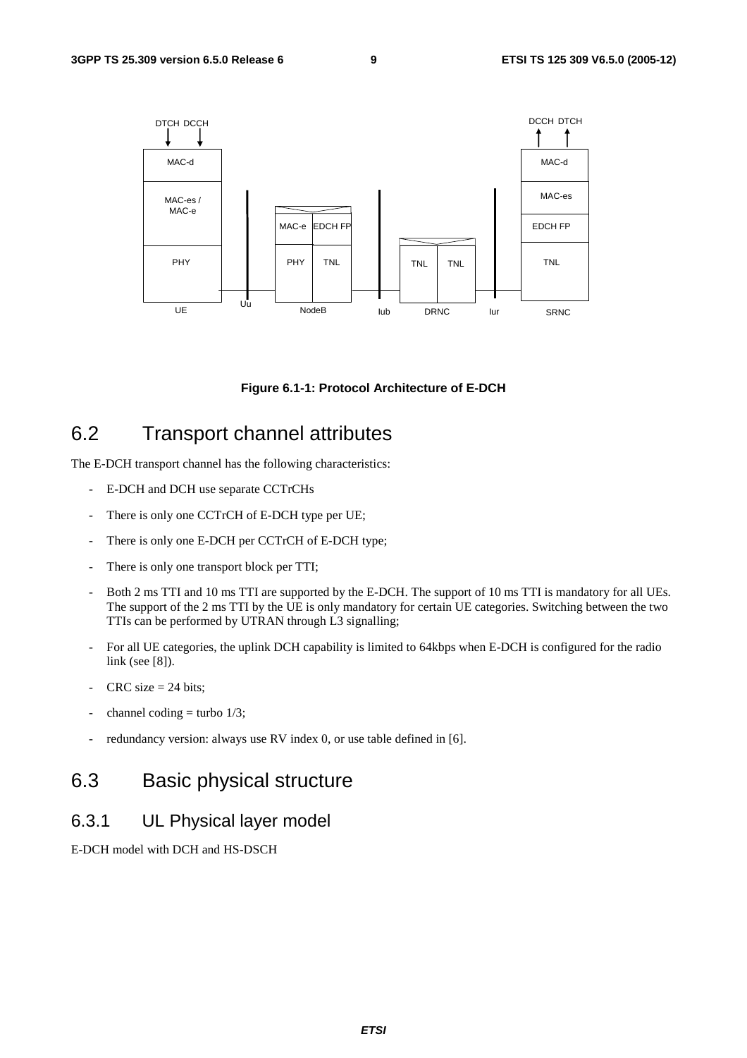Figure 6.1-1: Protocol Architecture of E-DCH

## 6.2 Transport channel attributes

The E-DCH transport channel has the following characteristics:

- E-DCH and DCH use separate CCTrCHs
- There is only one CCTrCH of E-DCH type per UE;
- There is only one E-DCH per CCTrCH of E-DCH type;
- There is only one transport block per TTI;
- Both 2 ms TTI and 10 ms TTI are supported by the E-DCH. The support of 10 ms TTI is mandatory for all UEs. The support of the 2 ms TTI by the UE is only mandatory for certain UE categories. Switching between the two TTIs can be performed by UTRAN through L3 signalling;
- For all UE categories, the uplink DCH capability is limited to 64kbps when E-DCH is configured for the radio link (see [8]).
- CRC size = 24 bits;
- channel coding = turbo 1/3;
- redundancy version: always use RV index 0, or use table defined in [6].

## 6.3 Basic physical structure

### 6.3.1 UL Physical layer model

E-DCH model with DCH and HS-DSCH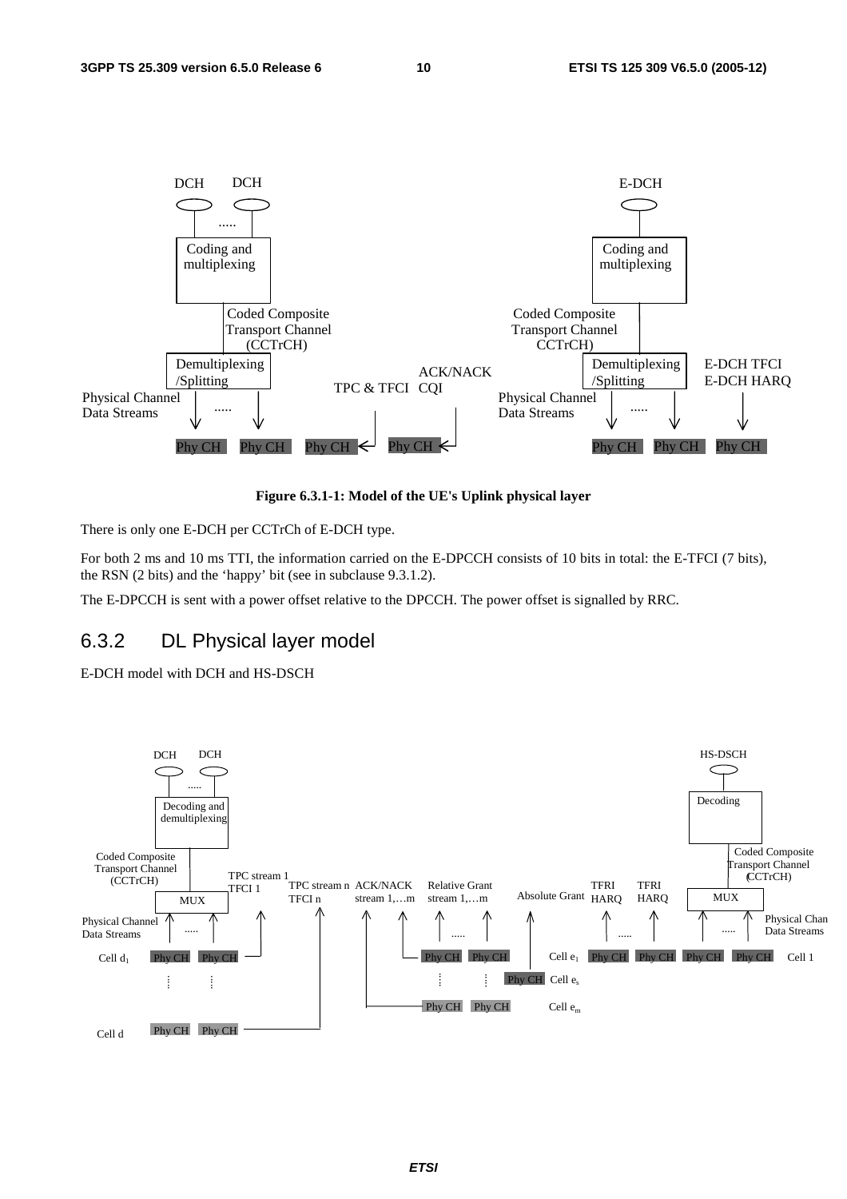Figure 6.3.1-1: Model of the UE's Uplink physical layer

There is only one E-DCH per CCTrCh of E-DCH type.

For both 2 ms and 10 ms TTI, the information carried on the E-DPCCH consists of 10 bits in total: the E-TFCI (7 bits), the RSN (2 bits) and the 'happy' bit (see in subclause 9.3.1.2).

The E-DPCCH is sent with a power offset relative to the DPCCH. The power offset is signalled by RRC.

## 6.3.2 DL Physical layer model

E-DCH model with DCH and HS-DSCH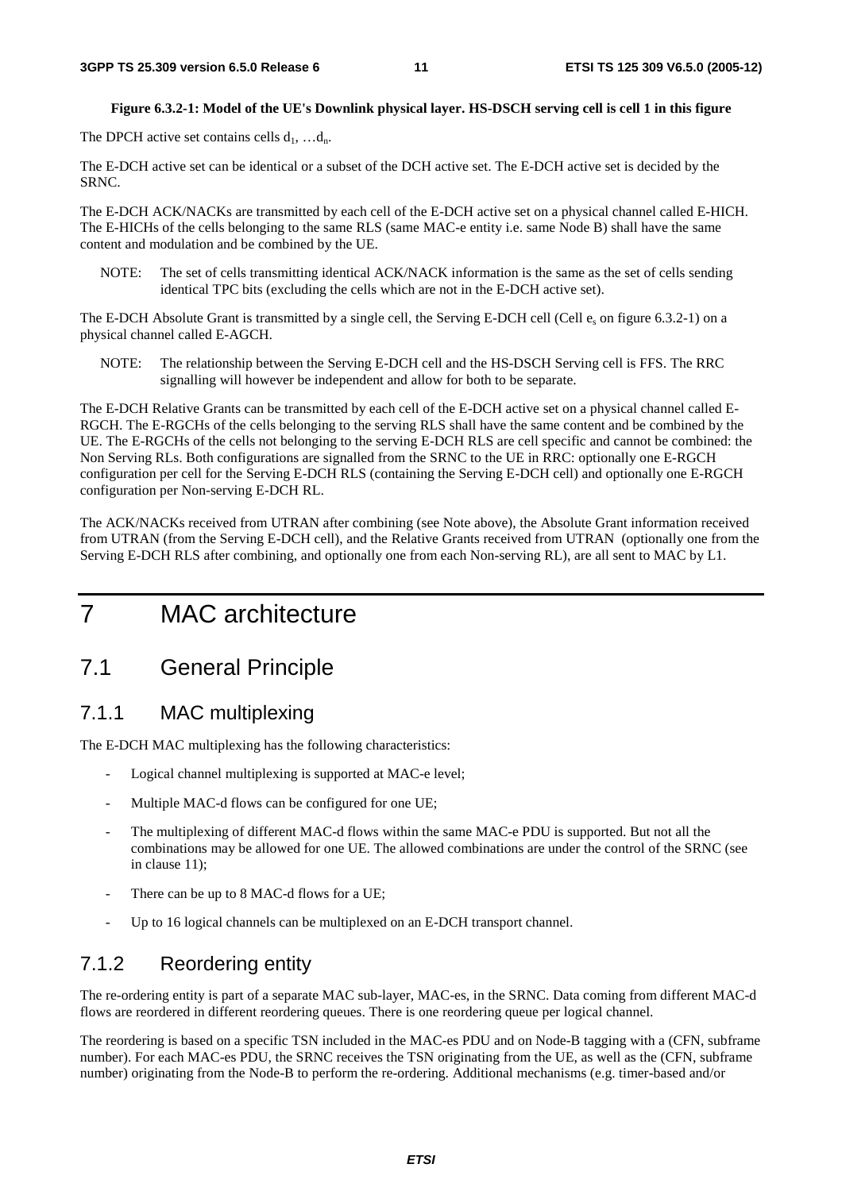**Figure 6.3.2-1: Model of the UE's Downlink physical layer. HS-DSCH serving cell is cell 1 in this figure**

The DPCH active set contains cells $d_1$, …$d_n$.

The E-DCH active set can be identical or a subset of the DCH active set. The E-DCH active set is decided by the SRNC.

The E-DCH ACK/NACKs are transmitted by each cell of the E-DCH active set on a physical channel called E-HICH. The E-HICHs of the cells belonging to the same RLS (same MAC-e entity i.e. same Node B) shall have the same content and modulation and be combined by the UE.

NOTE: The set of cells transmitting identical ACK/NACK information is the same as the set of cells sending identical TPC bits (excluding the cells which are not in the E-DCH active set).

The E-DCH Absolute Grant is transmitted by a single cell, the Serving E-DCH cell (Cell $e_s$ on figure 6.3.2-1) on a physical channel called E-AGCH.

NOTE: The relationship between the Serving E-DCH cell and the HS-DSCH Serving cell is FFS. The RRC signalling will however be independent and allow for both to be separate.

The E-DCH Relative Grants can be transmitted by each cell of the E-DCH active set on a physical channel called E-RGCH. The E-RGCHs of the cells belonging to the serving RLS shall have the same content and be combined by the UE. The E-RGCHs of the cells not belonging to the serving E-DCH RLS are cell specific and cannot be combined: the Non Serving RLs. Both configurations are signalled from the SRNC to the UE in RRC: optionally one E-RGCH configuration per cell for the Serving E-DCH RLS (containing the Serving E-DCH cell) and optionally one E-RGCH configuration per Non-serving E-DCH RL.

The ACK/NACKs received from UTRAN after combining (see Note above), the Absolute Grant information received from UTRAN (from the Serving E-DCH cell), and the Relative Grants received from UTRAN (optionally one from the Serving E-DCH RLS after combining, and optionally one from each Non-serving RL), are all sent to MAC by L1.

# 7 MAC architecture

## 7.1 General Principle

### 7.1.1 MAC multiplexing

The E-DCH MAC multiplexing has the following characteristics:

- Logical channel multiplexing is supported at MAC-e level;
- Multiple MAC-d flows can be configured for one UE;
- The multiplexing of different MAC-d flows within the same MAC-e PDU is supported. But not all the combinations may be allowed for one UE. The allowed combinations are under the control of the SRNC (see in clause 11);
- There can be up to 8 MAC-d flows for a UE;
- Up to 16 logical channels can be multiplexed on an E-DCH transport channel.

### 7.1.2 Reordering entity

The re-ordering entity is part of a separate MAC sub-layer, MAC-es, in the SRNC. Data coming from different MAC-d flows are reordered in different reordering queues. There is one reordering queue per logical channel.

The reordering is based on a specific TSN included in the MAC-es PDU and on Node-B tagging with a (CFN, subframe number). For each MAC-es PDU, the SRNC receives the TSN originating from the UE, as well as the (CFN, subframe number) originating from the Node-B to perform the re-ordering. Additional mechanisms (e.g. timer-based and/or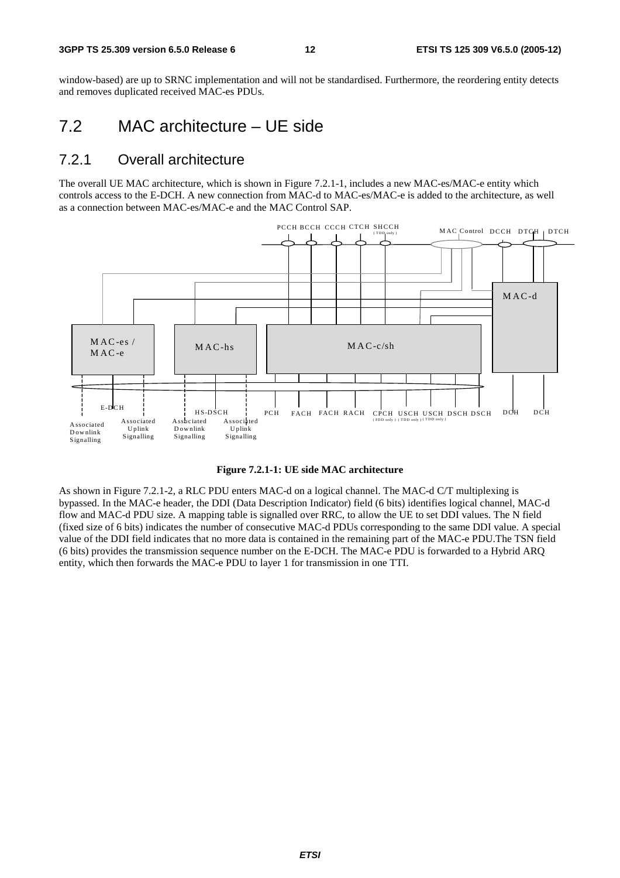window-based) are up to SRNC implementation and will not be standardised. Furthermore, the reordering entity detects and removes duplicated received MAC-es PDUs.

## 7.2 MAC architecture – UE side

### 7.2.1 Overall architecture

The overall UE MAC architecture, which is shown in Figure 7.2.1-1, includes a new MAC-es/MAC-e entity which controls access to the E-DCH. A new connection from MAC-d to MAC-es/MAC-e is added to the architecture, as well as a connection between MAC-es/MAC-e and the MAC Control SAP.

**Figure 7.2.1-1: UE side MAC architecture**

As shown in Figure 7.2.1-2, a RLC PDU enters MAC-d on a logical channel. The MAC-d C/T multiplexing is bypassed. In the MAC-e header, the DDI (Data Description Indicator) field (6 bits) identifies logical channel, MAC-d flow and MAC-d PDU size. A mapping table is signalled over RRC, to allow the UE to set DDI values. The N field (fixed size of 6 bits) indicates the number of consecutive MAC-d PDUs corresponding to the same DDI value. A special value of the DDI field indicates that no more data is contained in the remaining part of the MAC-e PDU.The TSN field (6 bits) provides the transmission sequence number on the E-DCH. The MAC-e PDU is forwarded to a Hybrid ARQ entity, which then forwards the MAC-e PDU to layer 1 for transmission in one TTI.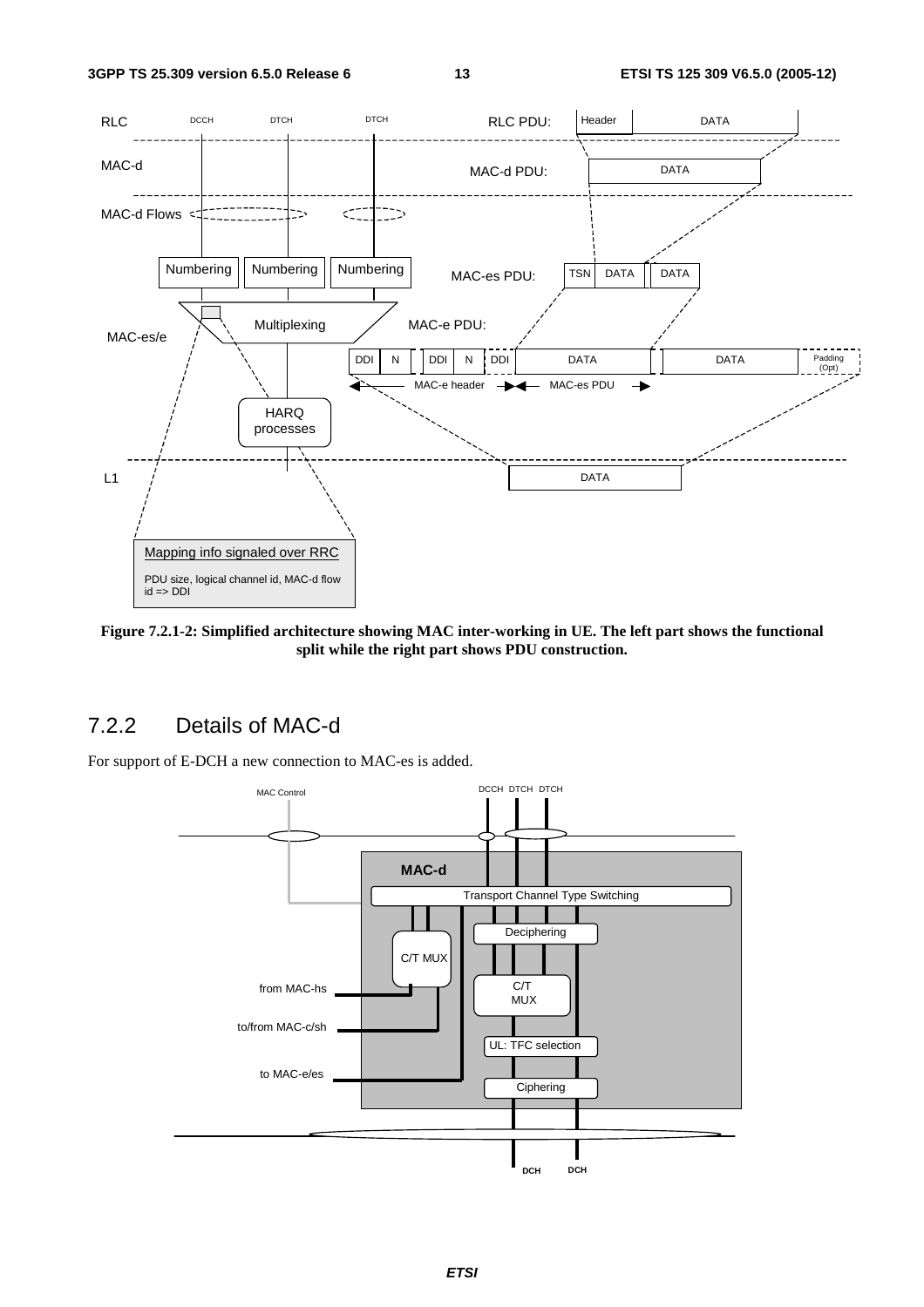**Figure 7.2.1-2: Simplified architecture showing MAC inter-working in UE. The left part shows the functional split while the right part shows PDU construction.**

### 7.2.2 Details of MAC-d

For support of E-DCH a new connection to MAC-es is added.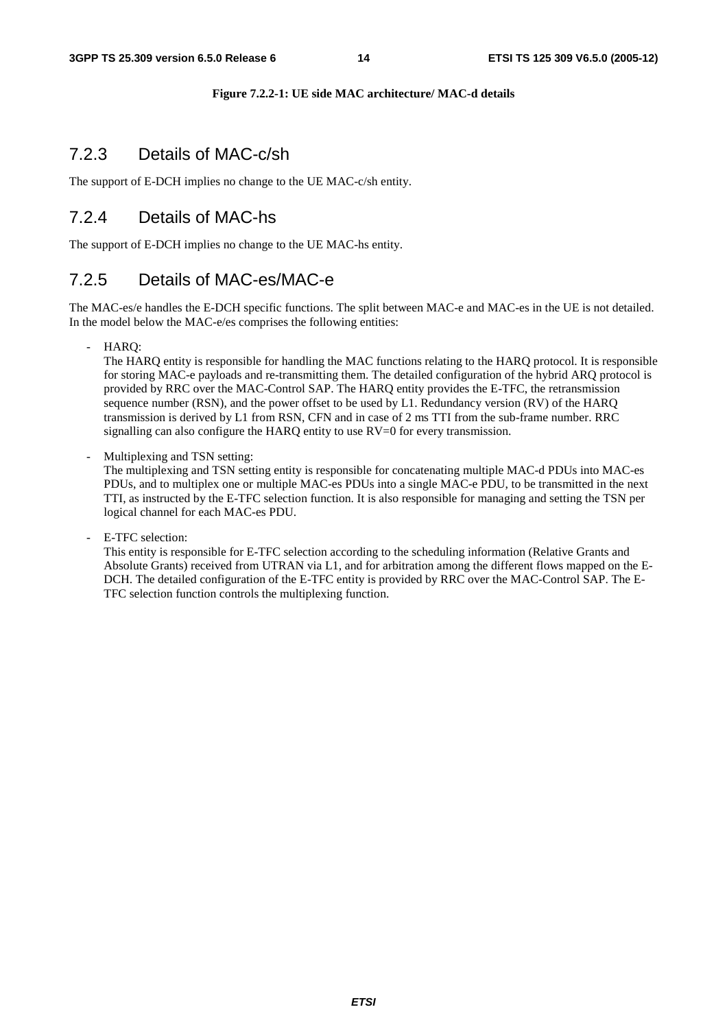**Figure 7.2.2-1: UE side MAC architecture/ MAC-d details**

### 7.2.3 Details of MAC-c/sh

The support of E-DCH implies no change to the UE MAC-c/sh entity.

### 7.2.4 Details of MAC-hs

The support of E-DCH implies no change to the UE MAC-hs entity.

### 7.2.5 Details of MAC-es/MAC-e

The MAC-es/e handles the E-DCH specific functions. The split between MAC-e and MAC-es in the UE is not detailed. In the model below the MAC-e/es comprises the following entities:

- HARQ:
  The HARQ entity is responsible for handling the MAC functions relating to the HARQ protocol. It is responsible for storing MAC-e payloads and re-transmitting them. The detailed configuration of the hybrid ARQ protocol is provided by RRC over the MAC-Control SAP. The HARQ entity provides the E-TFC, the retransmission sequence number (RSN), and the power offset to be used by L1. Redundancy version (RV) of the HARQ transmission is derived by L1 from RSN, CFN and in case of 2 ms TTI from the sub-frame number. RRC signalling can also configure the HARQ entity to use RV=0 for every transmission.

- Multiplexing and TSN setting:
  The multiplexing and TSN setting entity is responsible for concatenating multiple MAC-d PDUs into MAC-es PDUs, and to multiplex one or multiple MAC-es PDUs into a single MAC-e PDU, to be transmitted in the next TTI, as instructed by the E-TFC selection function. It is also responsible for managing and setting the TSN per logical channel for each MAC-es PDU.

- E-TFC selection:
  This entity is responsible for E-TFC selection according to the scheduling information (Relative Grants and Absolute Grants) received from UTRAN via L1, and for arbitration among the different flows mapped on the E-DCH. The detailed configuration of the E-TFC entity is provided by RRC over the MAC-Control SAP. The E-TFC selection function controls the multiplexing function.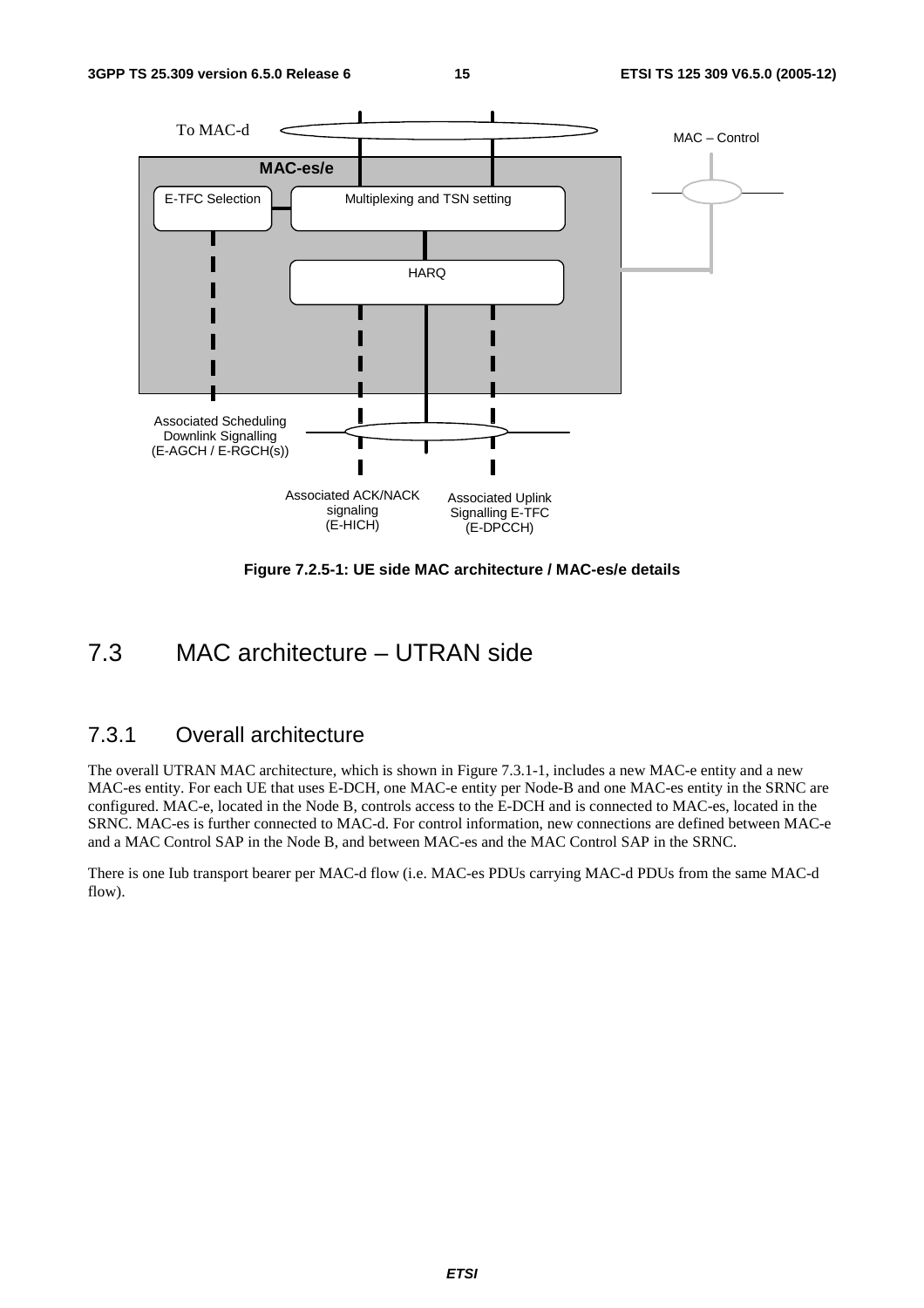To MAC-d

MAC – Control

MAC-es/e

E-TFC Selection

Multiplexing and TSN setting

HARQ

Associated Scheduling Downlink Signalling (E-AGCH / E-RGCH(s))

Associated ACK/NACK signaling (E-HICH)

Associated Uplink Signalling E-TFC (E-DPCCH)

**Figure 7.2.5-1: UE side MAC architecture / MAC-es/e details**

# 7.3 MAC architecture – UTRAN side

## 7.3.1 Overall architecture

The overall UTRAN MAC architecture, which is shown in Figure 7.3.1-1, includes a new MAC-e entity and a new MAC-es entity. For each UE that uses E-DCH, one MAC-e entity per Node-B and one MAC-es entity in the SRNC are configured. MAC-e, located in the Node B, controls access to the E-DCH and is connected to MAC-es, located in the SRNC. MAC-es is further connected to MAC-d. For control information, new connections are defined between MAC-e and a MAC Control SAP in the Node B, and between MAC-es and the MAC Control SAP in the SRNC.

There is one Iub transport bearer per MAC-d flow (i.e. MAC-es PDUs carrying MAC-d PDUs from the same MAC-d flow).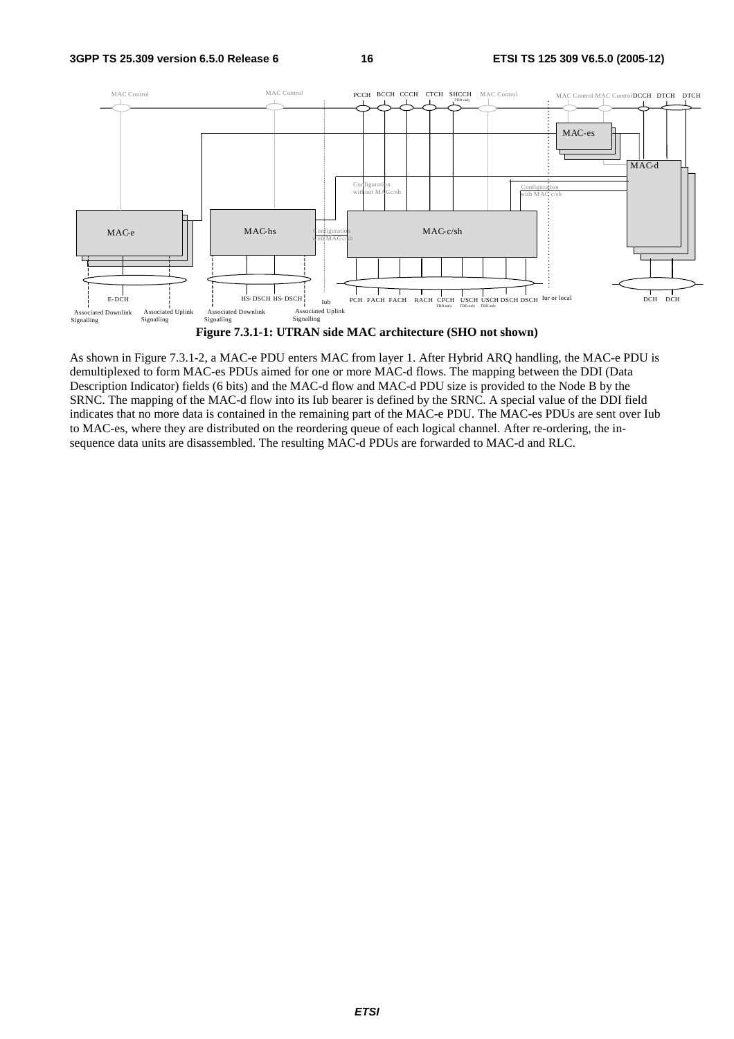Figure 7.3.1-1: UTRAN side MAC architecture (SHO not shown)

As shown in Figure 7.3.1-2, a MAC-e PDU enters MAC from layer 1. After Hybrid ARQ handling, the MAC-e PDU is demultiplexed to form MAC-es PDUs aimed for one or more MAC-d flows. The mapping between the DDI (Data Description Indicator) fields (6 bits) and the MAC-d flow and MAC-d PDU size is provided to the Node B by the SRNC. The mapping of the MAC-d flow into its Iub bearer is defined by the SRNC. A special value of the DDI field indicates that no more data is contained in the remaining part of the MAC-e PDU. The MAC-es PDUs are sent over Iub to MAC-es, where they are distributed on the reordering queue of each logical channel. After re-ordering, the in-sequence data units are disassembled. The resulting MAC-d PDUs are forwarded to MAC-d and RLC.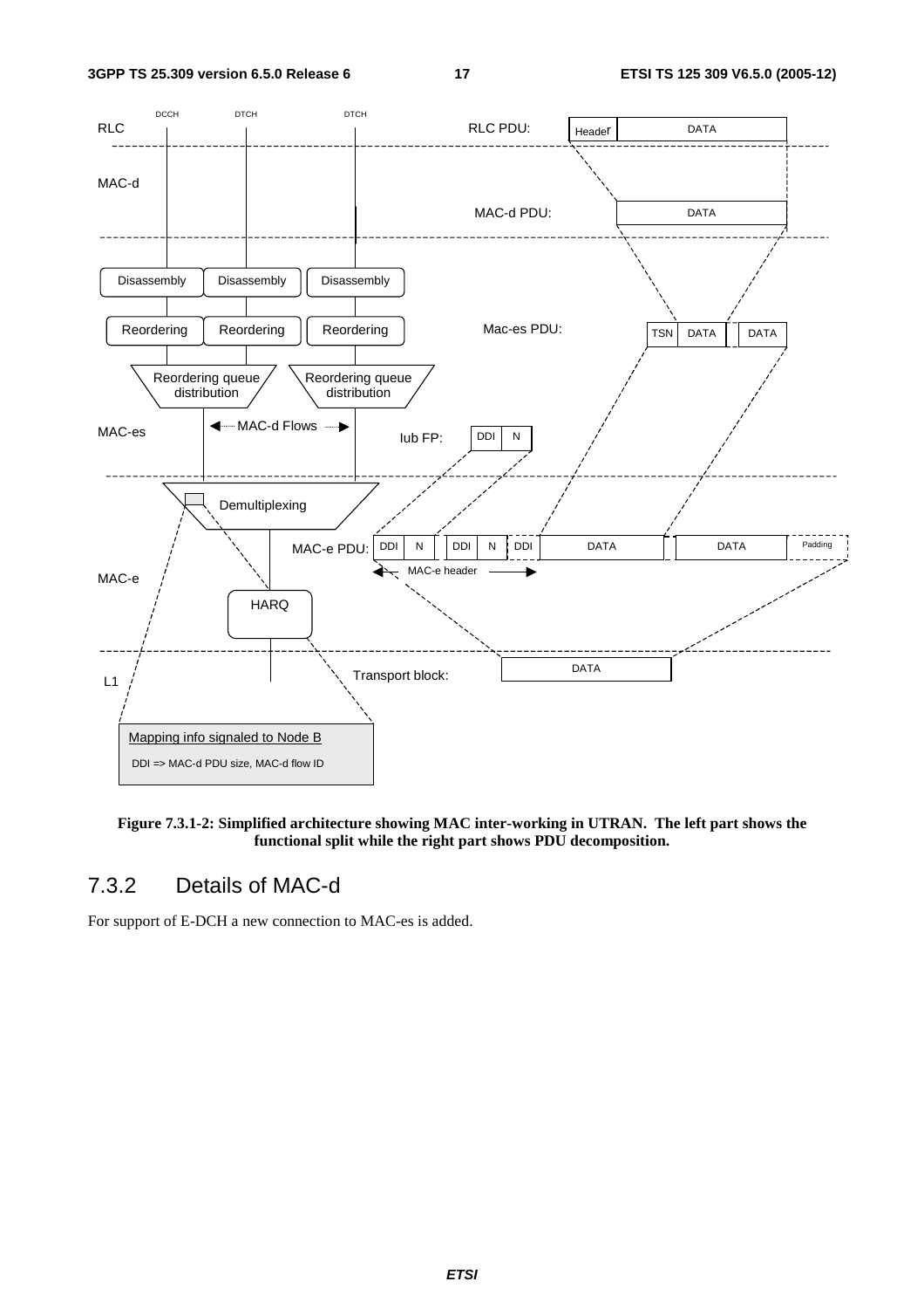Figure 7.3.1-2: Simplified architecture showing MAC inter-working in UTRAN. The left part shows the functional split while the right part shows PDU decomposition.

### 7.3.2 Details of MAC-d

For support of E-DCH a new connection to MAC-es is added.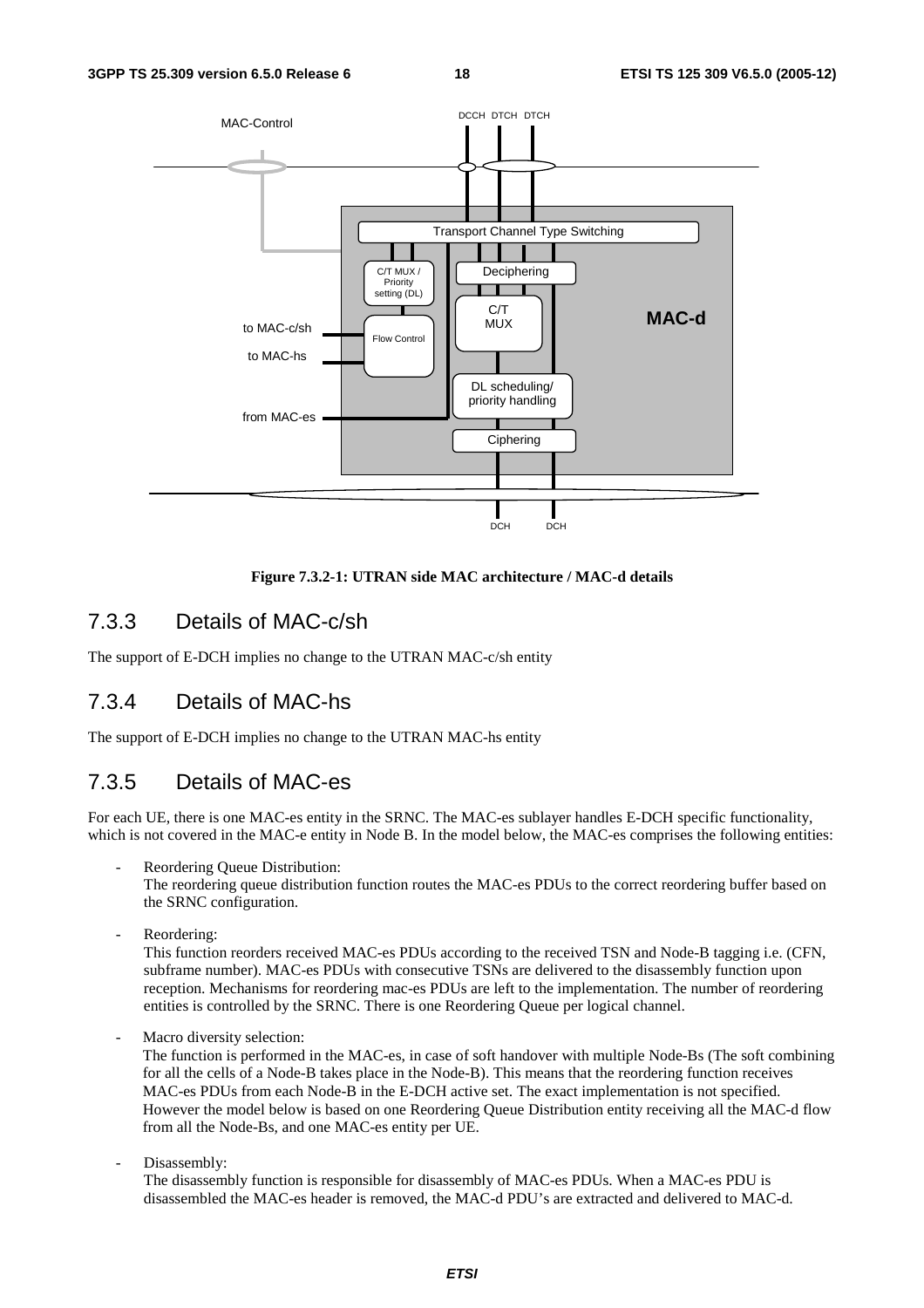Figure 7.3.2-1: UTRAN side MAC architecture / MAC-d details

## 7.3.3 Details of MAC-c/sh

The support of E-DCH implies no change to the UTRAN MAC-c/sh entity

## 7.3.4 Details of MAC-hs

The support of E-DCH implies no change to the UTRAN MAC-hs entity

## 7.3.5 Details of MAC-es

For each UE, there is one MAC-es entity in the SRNC. The MAC-es sublayer handles E-DCH specific functionality, which is not covered in the MAC-e entity in Node B. In the model below, the MAC-es comprises the following entities:

- Reordering Queue Distribution:
  The reordering queue distribution function routes the MAC-es PDUs to the correct reordering buffer based on the SRNC configuration.

- Reordering:
  This function reorders received MAC-es PDUs according to the received TSN and Node-B tagging i.e. (CFN, subframe number). MAC-es PDUs with consecutive TSNs are delivered to the disassembly function upon reception. Mechanisms for reordering mac-es PDUs are left to the implementation. The number of reordering entities is controlled by the SRNC. There is one Reordering Queue per logical channel.

- Macro diversity selection:
  The function is performed in the MAC-es, in case of soft handover with multiple Node-Bs (The soft combining for all the cells of a Node-B takes place in the Node-B). This means that the reordering function receives MAC-es PDUs from each Node-B in the E-DCH active set. The exact implementation is not specified. However the model below is based on one Reordering Queue Distribution entity receiving all the MAC-d flow from all the Node-Bs, and one MAC-es entity per UE.

- Disassembly:
  The disassembly function is responsible for disassembly of MAC-es PDUs. When a MAC-es PDU is disassembled the MAC-es header is removed, the MAC-d PDU's are extracted and delivered to MAC-d.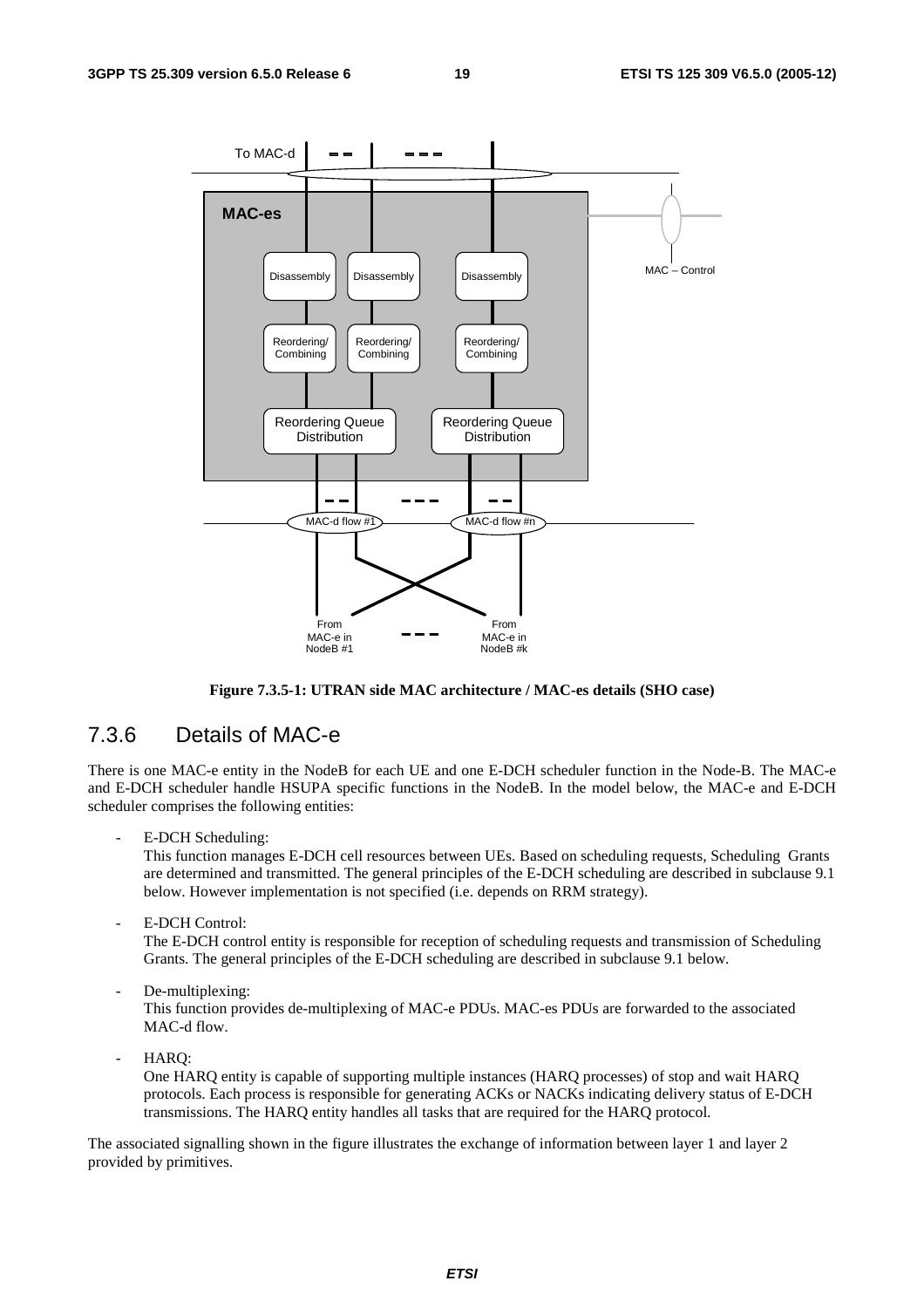**Figure 7.3.5-1: UTRAN side MAC architecture / MAC-es details (SHO case)**

### 7.3.6 Details of MAC-e

There is one MAC-e entity in the NodeB for each UE and one E-DCH scheduler function in the Node-B. The MAC-e and E-DCH scheduler handle HSUPA specific functions in the NodeB. In the model below, the MAC-e and E-DCH scheduler comprises the following entities:

- E-DCH Scheduling:
  This function manages E-DCH cell resources between UEs. Based on scheduling requests, Scheduling Grants are determined and transmitted. The general principles of the E-DCH scheduling are described in subclause 9.1 below. However implementation is not specified (i.e. depends on RRM strategy).

- E-DCH Control:
  The E-DCH control entity is responsible for reception of scheduling requests and transmission of Scheduling Grants. The general principles of the E-DCH scheduling are described in subclause 9.1 below.

- De-multiplexing:
  This function provides de-multiplexing of MAC-e PDUs. MAC-es PDUs are forwarded to the associated MAC-d flow.

- HARQ:
  One HARQ entity is capable of supporting multiple instances (HARQ processes) of stop and wait HARQ protocols. Each process is responsible for generating ACKs or NACKs indicating delivery status of E-DCH transmissions. The HARQ entity handles all tasks that are required for the HARQ protocol.

The associated signalling shown in the figure illustrates the exchange of information between layer 1 and layer 2 provided by primitives.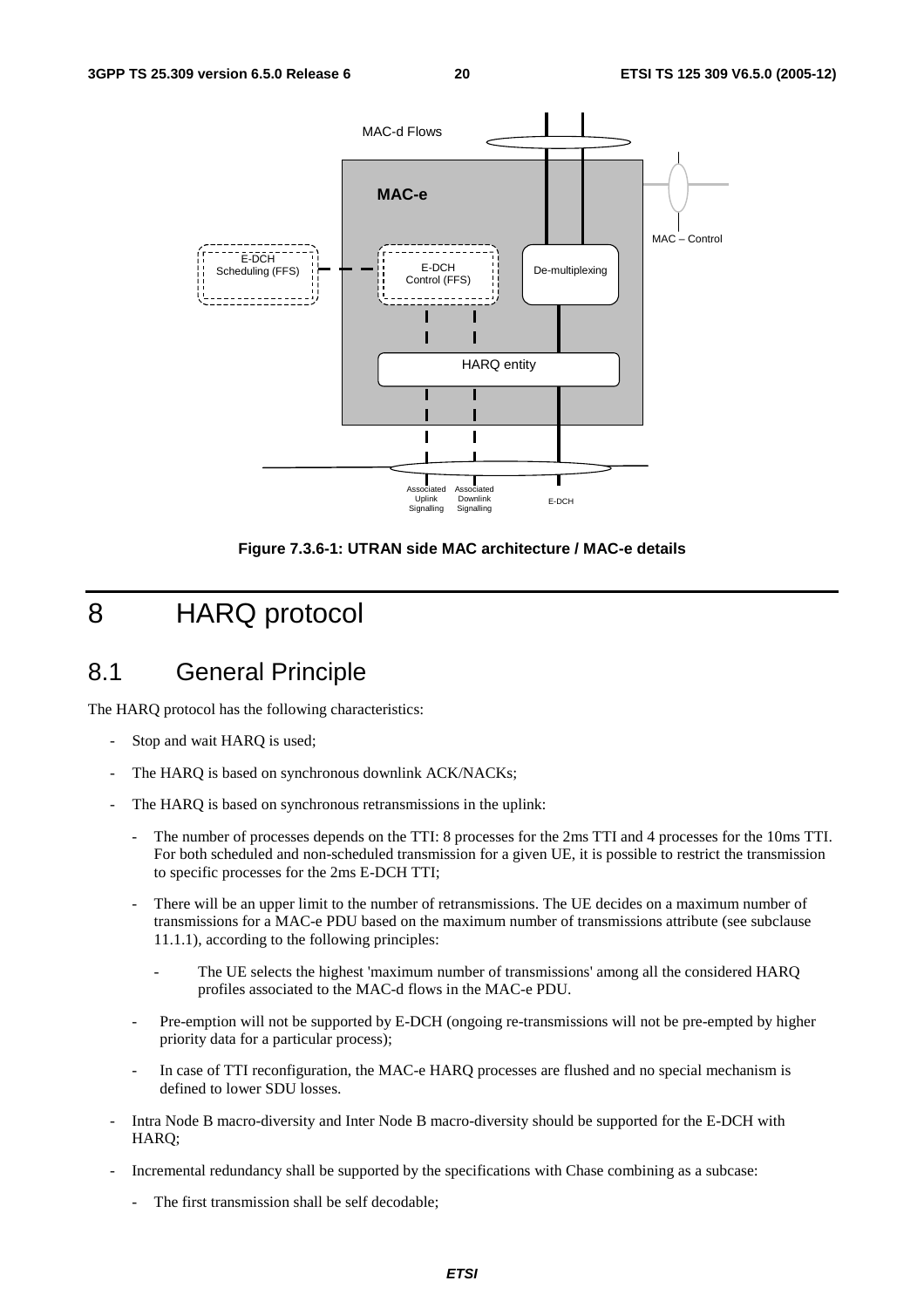Figure 7.3.6-1: UTRAN side MAC architecture / MAC-e details

# 8 HARQ protocol

## 8.1 General Principle

The HARQ protocol has the following characteristics:

- Stop and wait HARQ is used;
- The HARQ is based on synchronous downlink ACK/NACKs;
- The HARQ is based on synchronous retransmissions in the uplink:
  - The number of processes depends on the TTI: 8 processes for the 2ms TTI and 4 processes for the 10ms TTI. For both scheduled and non-scheduled transmission for a given UE, it is possible to restrict the transmission to specific processes for the 2ms E-DCH TTI;
  - There will be an upper limit to the number of retransmissions. The UE decides on a maximum number of transmissions for a MAC-e PDU based on the maximum number of transmissions attribute (see subclause 11.1.1), according to the following principles:
    - The UE selects the highest 'maximum number of transmissions' among all the considered HARQ profiles associated to the MAC-d flows in the MAC-e PDU.
  - Pre-emption will not be supported by E-DCH (ongoing re-transmissions will not be pre-empted by higher priority data for a particular process);
  - In case of TTI reconfiguration, the MAC-e HARQ processes are flushed and no special mechanism is defined to lower SDU losses.
- Intra Node B macro-diversity and Inter Node B macro-diversity should be supported for the E-DCH with HARQ;
- Incremental redundancy shall be supported by the specifications with Chase combining as a subcase:
  - The first transmission shall be self decodable;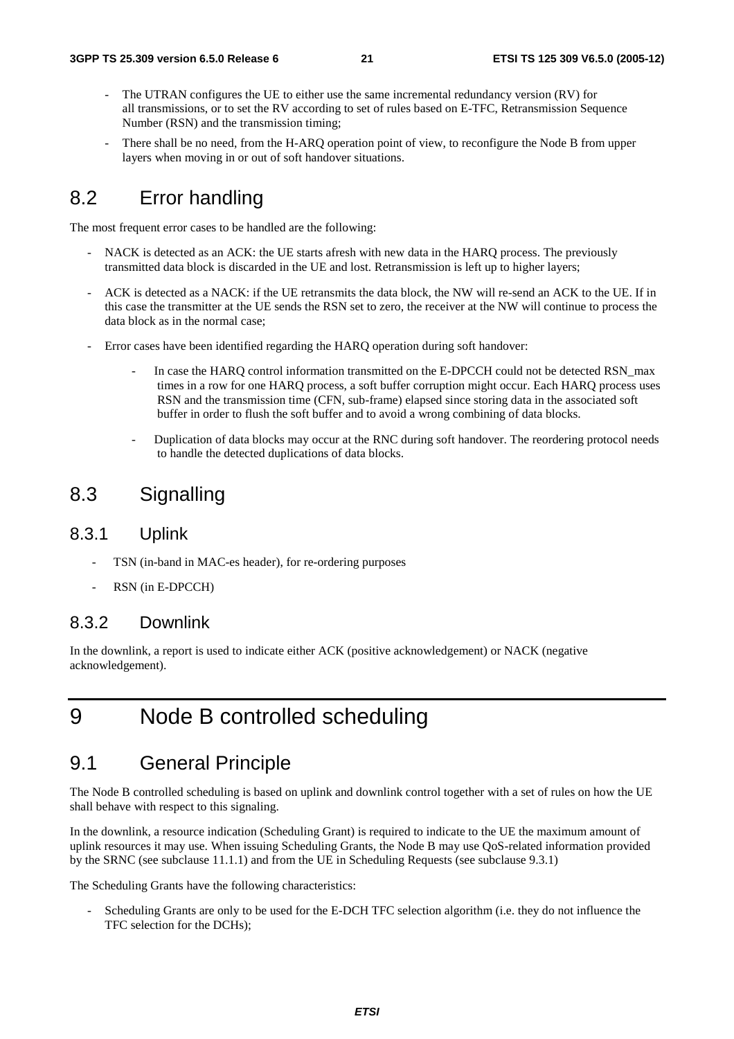- The UTRAN configures the UE to either use the same incremental redundancy version (RV) for all transmissions, or to set the RV according to set of rules based on E-TFC, Retransmission Sequence Number (RSN) and the transmission timing;
- There shall be no need, from the H-ARQ operation point of view, to reconfigure the Node B from upper layers when moving in or out of soft handover situations.

## 8.2 Error handling

The most frequent error cases to be handled are the following:

- NACK is detected as an ACK: the UE starts afresh with new data in the HARQ process. The previously transmitted data block is discarded in the UE and lost. Retransmission is left up to higher layers;
- ACK is detected as a NACK: if the UE retransmits the data block, the NW will re-send an ACK to the UE. If in this case the transmitter at the UE sends the RSN set to zero, the receiver at the NW will continue to process the data block as in the normal case;
- Error cases have been identified regarding the HARQ operation during soft handover:
    - In case the HARQ control information transmitted on the E-DPCCH could not be detected RSN_max times in a row for one HARQ process, a soft buffer corruption might occur. Each HARQ process uses RSN and the transmission time (CFN, sub-frame) elapsed since storing data in the associated soft buffer in order to flush the soft buffer and to avoid a wrong combining of data blocks.
    - Duplication of data blocks may occur at the RNC during soft handover. The reordering protocol needs to handle the detected duplications of data blocks.

## 8.3 Signalling

### 8.3.1 Uplink

- TSN (in-band in MAC-es header), for re-ordering purposes
- RSN (in E-DPCCH)

### 8.3.2 Downlink

In the downlink, a report is used to indicate either ACK (positive acknowledgement) or NACK (negative acknowledgement).

# 9 Node B controlled scheduling

## 9.1 General Principle

The Node B controlled scheduling is based on uplink and downlink control together with a set of rules on how the UE shall behave with respect to this signaling.

In the downlink, a resource indication (Scheduling Grant) is required to indicate to the UE the maximum amount of uplink resources it may use. When issuing Scheduling Grants, the Node B may use QoS-related information provided by the SRNC (see subclause 11.1.1) and from the UE in Scheduling Requests (see subclause 9.3.1)

The Scheduling Grants have the following characteristics:

- Scheduling Grants are only to be used for the E-DCH TFC selection algorithm (i.e. they do not influence the TFC selection for the DCHs);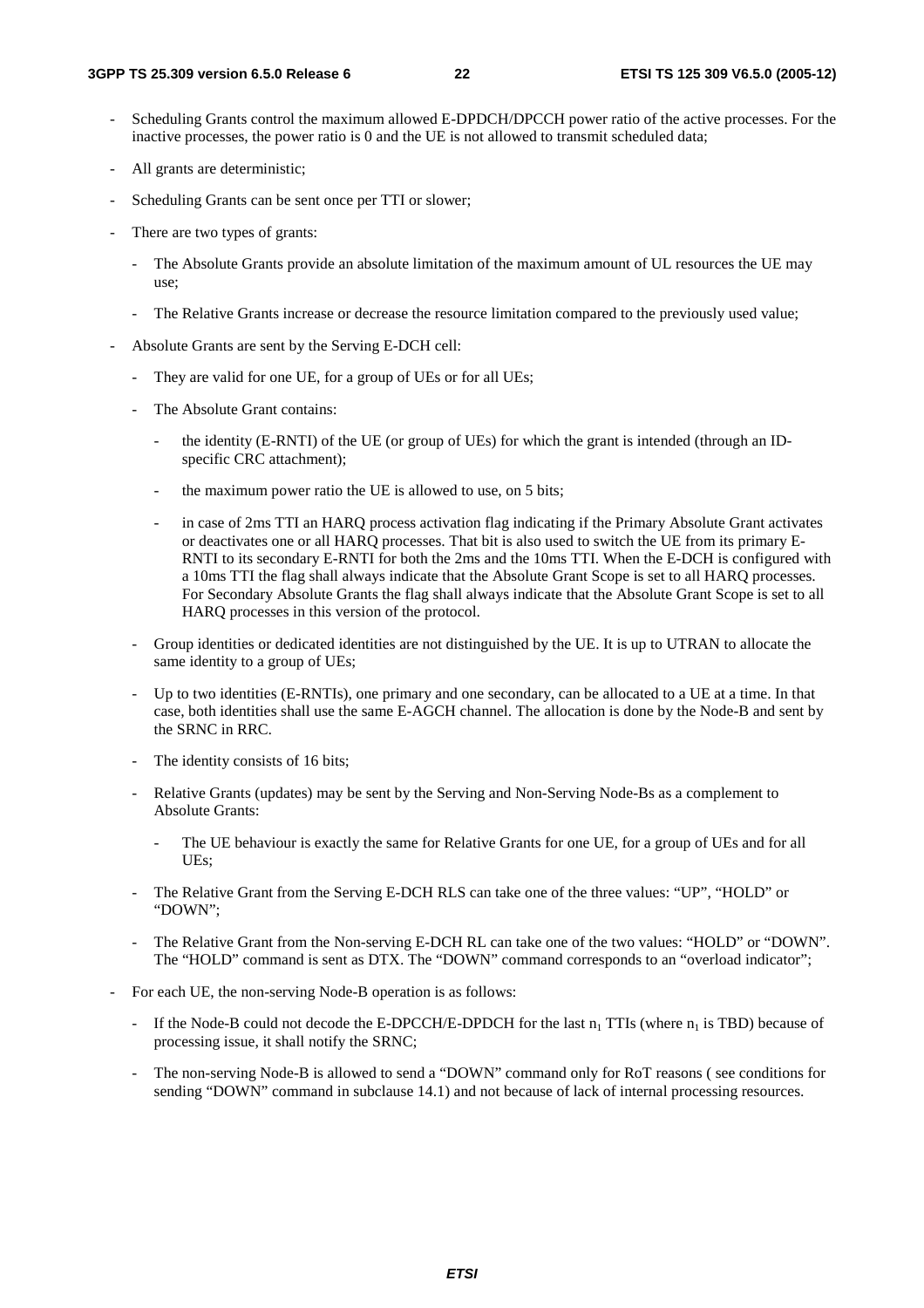- Scheduling Grants control the maximum allowed E-DPDCH/DPCCH power ratio of the active processes. For the inactive processes, the power ratio is 0 and the UE is not allowed to transmit scheduled data;
- All grants are deterministic;
- Scheduling Grants can be sent once per TTI or slower;
- There are two types of grants:
  - The Absolute Grants provide an absolute limitation of the maximum amount of UL resources the UE may use;
  - The Relative Grants increase or decrease the resource limitation compared to the previously used value;
- Absolute Grants are sent by the Serving E-DCH cell:
  - They are valid for one UE, for a group of UEs or for all UEs;
  - The Absolute Grant contains:
    - the identity (E-RNTI) of the UE (or group of UEs) for which the grant is intended (through an ID-specific CRC attachment);
    - the maximum power ratio the UE is allowed to use, on 5 bits;
    - in case of 2ms TTI an HARQ process activation flag indicating if the Primary Absolute Grant activates or deactivates one or all HARQ processes. That bit is also used to switch the UE from its primary E-RNTI to its secondary E-RNTI for both the 2ms and the 10ms TTI. When the E-DCH is configured with a 10ms TTI the flag shall always indicate that the Absolute Grant Scope is set to all HARQ processes. For Secondary Absolute Grants the flag shall always indicate that the Absolute Grant Scope is set to all HARQ processes in this version of the protocol.
  - Group identities or dedicated identities are not distinguished by the UE. It is up to UTRAN to allocate the same identity to a group of UEs;
  - Up to two identities (E-RNTIs), one primary and one secondary, can be allocated to a UE at a time. In that case, both identities shall use the same E-AGCH channel. The allocation is done by the Node-B and sent by the SRNC in RRC.
  - The identity consists of 16 bits;
  - Relative Grants (updates) may be sent by the Serving and Non-Serving Node-Bs as a complement to Absolute Grants:
    - The UE behaviour is exactly the same for Relative Grants for one UE, for a group of UEs and for all UEs;
  - The Relative Grant from the Serving E-DCH RLS can take one of the three values: "UP", "HOLD" or "DOWN";
  - The Relative Grant from the Non-serving E-DCH RL can take one of the two values: "HOLD" or "DOWN". The "HOLD" command is sent as DTX. The "DOWN" command corresponds to an "overload indicator";
- For each UE, the non-serving Node-B operation is as follows:
  - If the Node-B could not decode the E-DPCCH/E-DPDCH for the last $n_1$ TTIs (where $n_1$ is TBD) because of processing issue, it shall notify the SRNC;
  - The non-serving Node-B is allowed to send a "DOWN" command only for RoT reasons ( see conditions for sending "DOWN" command in subclause 14.1) and not because of lack of internal processing resources.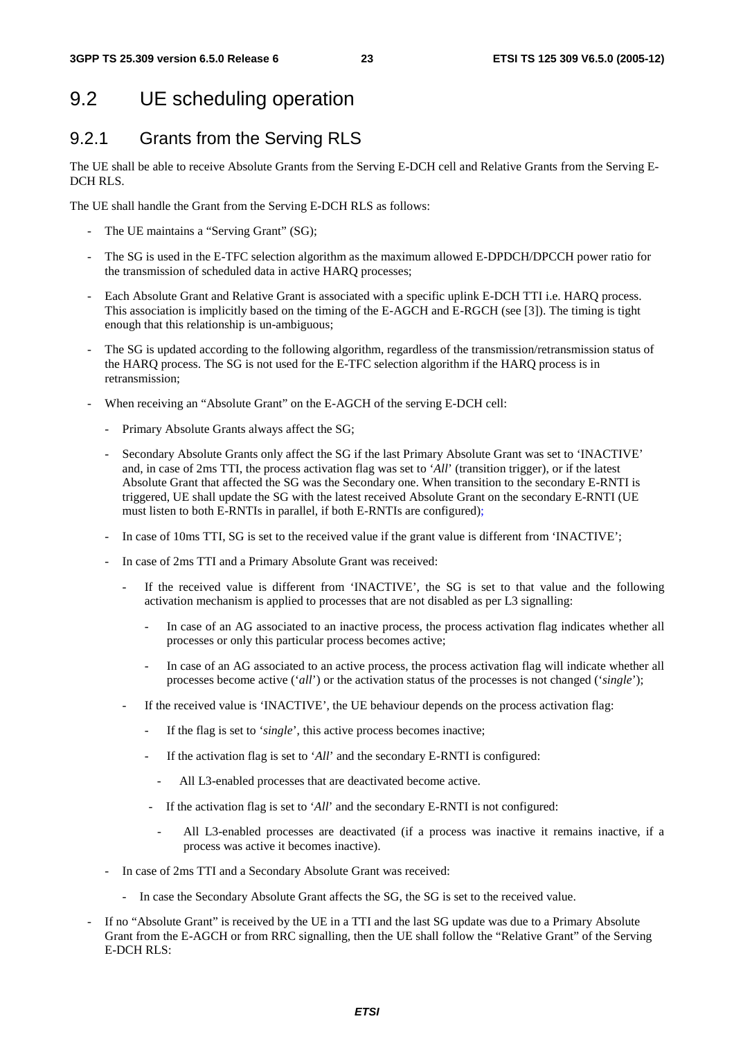## 9.2 UE scheduling operation

### 9.2.1 Grants from the Serving RLS

The UE shall be able to receive Absolute Grants from the Serving E-DCH cell and Relative Grants from the Serving E-DCH RLS.

The UE shall handle the Grant from the Serving E-DCH RLS as follows:

- The UE maintains a "Serving Grant" (SG);
- The SG is used in the E-TFC selection algorithm as the maximum allowed E-DPDCH/DPCCH power ratio for the transmission of scheduled data in active HARQ processes;
- Each Absolute Grant and Relative Grant is associated with a specific uplink E-DCH TTI i.e. HARQ process. This association is implicitly based on the timing of the E-AGCH and E-RGCH (see [3]). The timing is tight enough that this relationship is un-ambiguous;
- The SG is updated according to the following algorithm, regardless of the transmission/retransmission status of the HARQ process. The SG is not used for the E-TFC selection algorithm if the HARQ process is in retransmission;
- When receiving an "Absolute Grant" on the E-AGCH of the serving E-DCH cell:
  - Primary Absolute Grants always affect the SG;
  - Secondary Absolute Grants only affect the SG if the last Primary Absolute Grant was set to 'INACTIVE' and, in case of 2ms TTI, the process activation flag was set to '*All*' (transition trigger), or if the latest Absolute Grant that affected the SG was the Secondary one. When transition to the secondary E-RNTI is triggered, UE shall update the SG with the latest received Absolute Grant on the secondary E-RNTI (UE must listen to both E-RNTIs in parallel, if both E-RNTIs are configured);
  - In case of 10ms TTI, SG is set to the received value if the grant value is different from 'INACTIVE';
  - In case of 2ms TTI and a Primary Absolute Grant was received:
    - If the received value is different from 'INACTIVE', the SG is set to that value and the following activation mechanism is applied to processes that are not disabled as per L3 signalling:
      - In case of an AG associated to an inactive process, the process activation flag indicates whether all processes or only this particular process becomes active;
      - In case of an AG associated to an active process, the process activation flag will indicate whether all processes become active ('*all*') or the activation status of the processes is not changed ('*single*');
    - If the received value is 'INACTIVE', the UE behaviour depends on the process activation flag:
      - If the flag is set to '*single*', this active process becomes inactive;
      - If the activation flag is set to '*All*' and the secondary E-RNTI is configured:
        - All L3-enabled processes that are deactivated become active.
      - If the activation flag is set to '*All*' and the secondary E-RNTI is not configured:
        - All L3-enabled processes are deactivated (if a process was inactive it remains inactive, if a process was active it becomes inactive).
  - In case of 2ms TTI and a Secondary Absolute Grant was received:
    - In case the Secondary Absolute Grant affects the SG, the SG is set to the received value.
- If no "Absolute Grant" is received by the UE in a TTI and the last SG update was due to a Primary Absolute Grant from the E-AGCH or from RRC signalling, then the UE shall follow the "Relative Grant" of the Serving E-DCH RLS: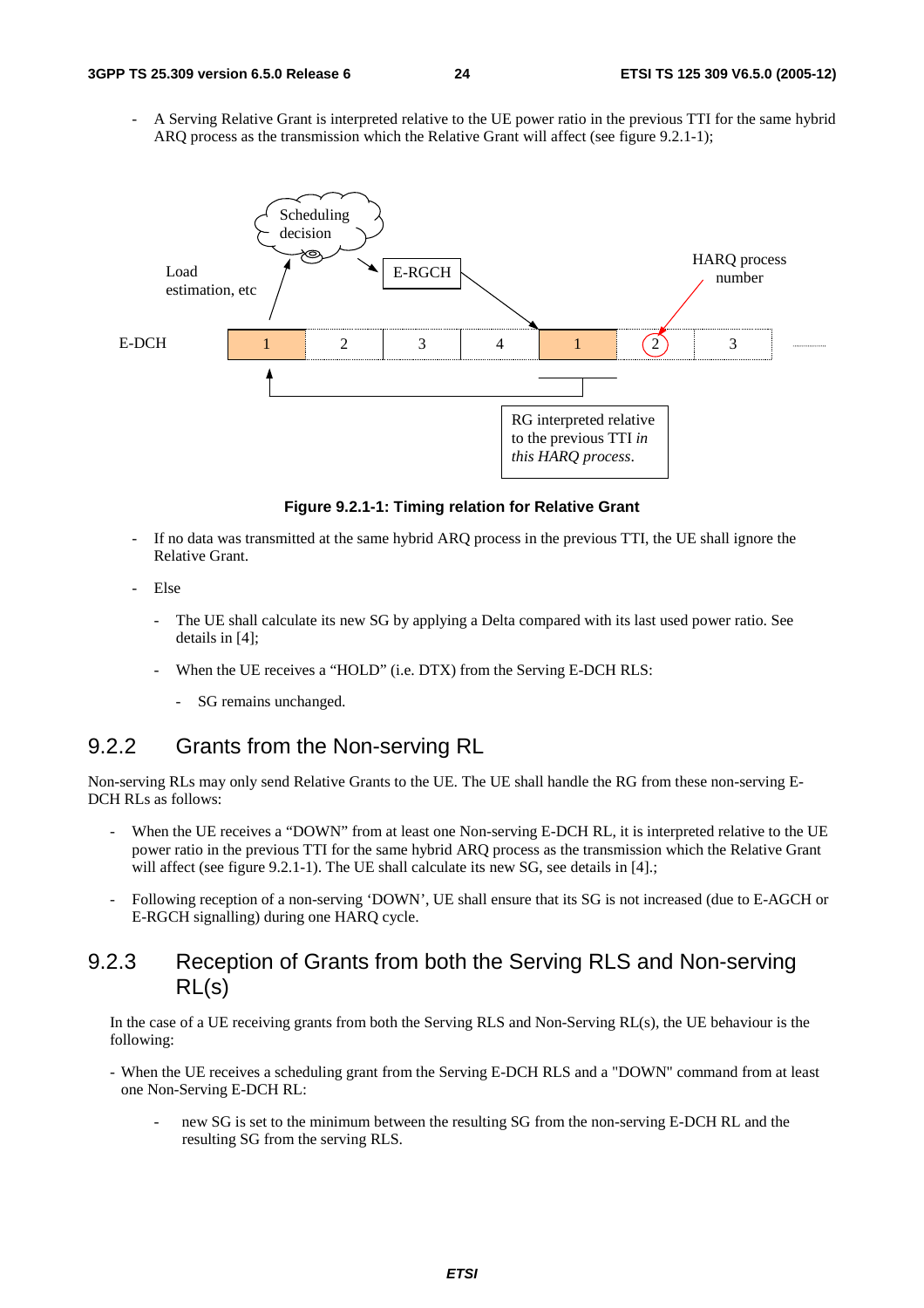- A Serving Relative Grant is interpreted relative to the UE power ratio in the previous TTI for the same hybrid ARQ process as the transmission which the Relative Grant will affect (see figure 9.2.1-1);

**Figure 9.2.1-1: Timing relation for Relative Grant**

- If no data was transmitted at the same hybrid ARQ process in the previous TTI, the UE shall ignore the Relative Grant.
- Else
  - The UE shall calculate its new SG by applying a Delta compared with its last used power ratio. See details in [4];
  - When the UE receives a "HOLD" (i.e. DTX) from the Serving E-DCH RLS:
    - SG remains unchanged.

## 9.2.2 Grants from the Non-serving RL

Non-serving RLs may only send Relative Grants to the UE. The UE shall handle the RG from these non-serving E-DCH RLs as follows:

- When the UE receives a "DOWN" from at least one Non-serving E-DCH RL, it is interpreted relative to the UE power ratio in the previous TTI for the same hybrid ARQ process as the transmission which the Relative Grant will affect (see figure 9.2.1-1). The UE shall calculate its new SG, see details in [4].;
- Following reception of a non-serving 'DOWN', UE shall ensure that its SG is not increased (due to E-AGCH or E-RGCH signalling) during one HARQ cycle.

## 9.2.3 Reception of Grants from both the Serving RLS and Non-serving RL(s)

In the case of a UE receiving grants from both the Serving RLS and Non-Serving RL(s), the UE behaviour is the following:

- When the UE receives a scheduling grant from the Serving E-DCH RLS and a "DOWN" command from at least one Non-Serving E-DCH RL:
  - new SG is set to the minimum between the resulting SG from the non-serving E-DCH RL and the resulting SG from the serving RLS.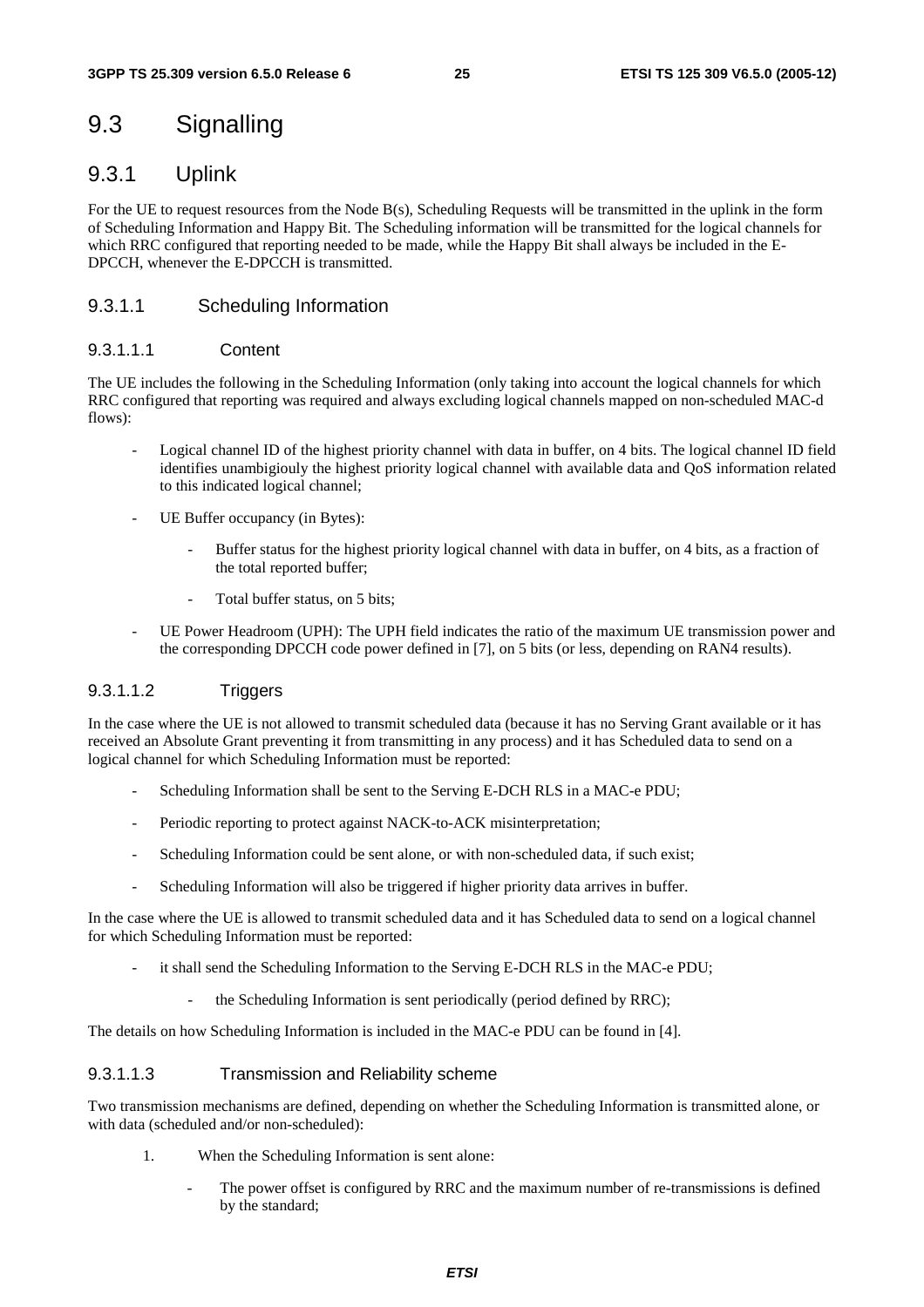# 9.3 Signalling

## 9.3.1 Uplink

For the UE to request resources from the Node B(s), Scheduling Requests will be transmitted in the uplink in the form of Scheduling Information and Happy Bit. The Scheduling information will be transmitted for the logical channels for which RRC configured that reporting needed to be made, while the Happy Bit shall always be included in the E-DPCCH, whenever the E-DPCCH is transmitted.

### 9.3.1.1 Scheduling Information

#### 9.3.1.1.1 Content

The UE includes the following in the Scheduling Information (only taking into account the logical channels for which RRC configured that reporting was required and always excluding logical channels mapped on non-scheduled MAC-d flows):

- Logical channel ID of the highest priority channel with data in buffer, on 4 bits. The logical channel ID field identifies unambigiouly the highest priority logical channel with available data and QoS information related to this indicated logical channel;
- UE Buffer occupancy (in Bytes):
  - Buffer status for the highest priority logical channel with data in buffer, on 4 bits, as a fraction of the total reported buffer;
  - Total buffer status, on 5 bits;
- UE Power Headroom (UPH): The UPH field indicates the ratio of the maximum UE transmission power and the corresponding DPCCH code power defined in [7], on 5 bits (or less, depending on RAN4 results).

#### 9.3.1.1.2 Triggers

In the case where the UE is not allowed to transmit scheduled data (because it has no Serving Grant available or it has received an Absolute Grant preventing it from transmitting in any process) and it has Scheduled data to send on a logical channel for which Scheduling Information must be reported:

- Scheduling Information shall be sent to the Serving E-DCH RLS in a MAC-e PDU;
- Periodic reporting to protect against NACK-to-ACK misinterpretation;
- Scheduling Information could be sent alone, or with non-scheduled data, if such exist;
- Scheduling Information will also be triggered if higher priority data arrives in buffer.

In the case where the UE is allowed to transmit scheduled data and it has Scheduled data to send on a logical channel for which Scheduling Information must be reported:

- it shall send the Scheduling Information to the Serving E-DCH RLS in the MAC-e PDU;
  - the Scheduling Information is sent periodically (period defined by RRC);

The details on how Scheduling Information is included in the MAC-e PDU can be found in [4].

#### 9.3.1.1.3 Transmission and Reliability scheme

Two transmission mechanisms are defined, depending on whether the Scheduling Information is transmitted alone, or with data (scheduled and/or non-scheduled):

1. When the Scheduling Information is sent alone:
   - The power offset is configured by RRC and the maximum number of re-transmissions is defined by the standard;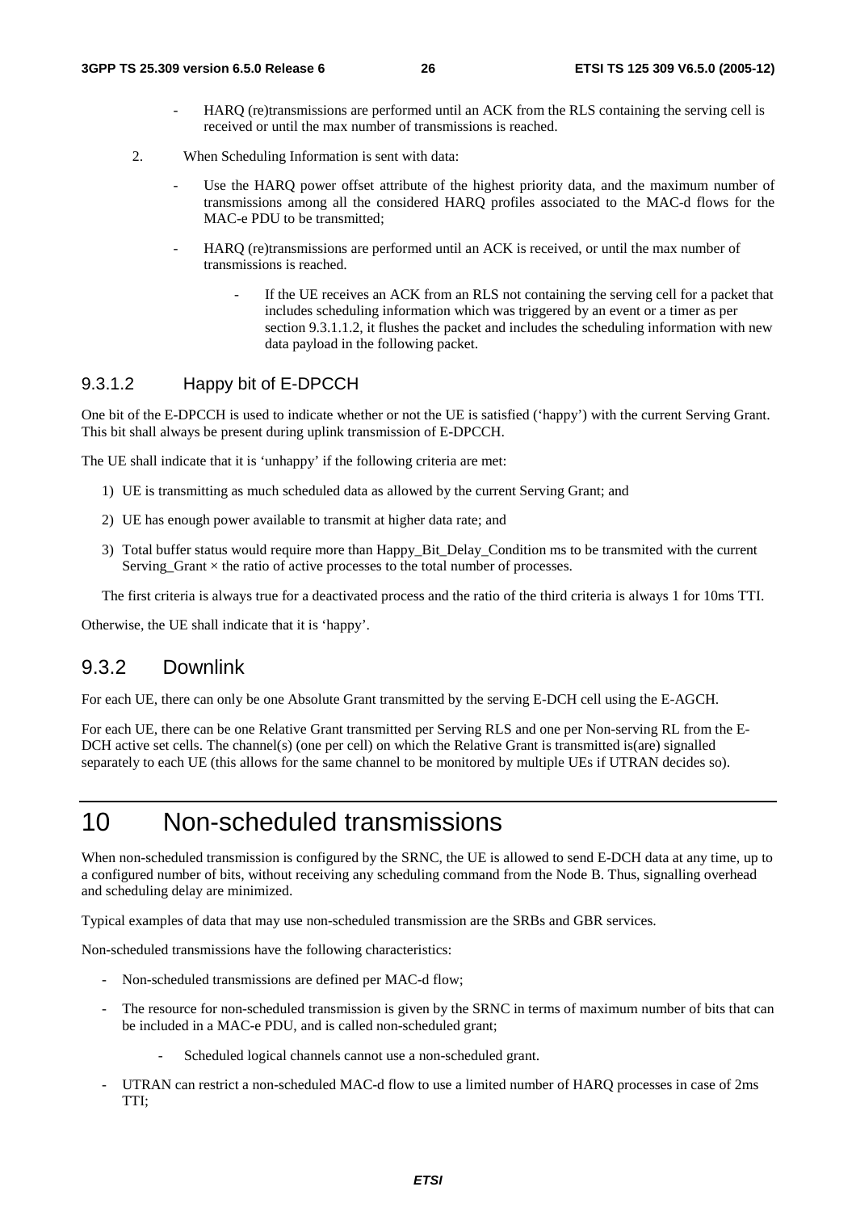- HARQ (re)transmissions are performed until an ACK from the RLS containing the serving cell is received or until the max number of transmissions is reached.

2. When Scheduling Information is sent with data:

   - Use the HARQ power offset attribute of the highest priority data, and the maximum number of transmissions among all the considered HARQ profiles associated to the MAC-d flows for the MAC-e PDU to be transmitted;

   - HARQ (re)transmissions are performed until an ACK is received, or until the max number of transmissions is reached.

     - If the UE receives an ACK from an RLS not containing the serving cell for a packet that includes scheduling information which was triggered by an event or a timer as per section 9.3.1.1.2, it flushes the packet and includes the scheduling information with new data payload in the following packet.

#### 9.3.1.2 Happy bit of E-DPCCH

One bit of the E-DPCCH is used to indicate whether or not the UE is satisfied ('happy') with the current Serving Grant. This bit shall always be present during uplink transmission of E-DPCCH.

The UE shall indicate that it is 'unhappy' if the following criteria are met:

1) UE is transmitting as much scheduled data as allowed by the current Serving Grant; and

2) UE has enough power available to transmit at higher data rate; and

3) Total buffer status would require more than Happy_Bit_Delay_Condition ms to be transmited with the current Serving_Grant × the ratio of active processes to the total number of processes.

The first criteria is always true for a deactivated process and the ratio of the third criteria is always 1 for 10ms TTI.

Otherwise, the UE shall indicate that it is 'happy'.

### 9.3.2 Downlink

For each UE, there can only be one Absolute Grant transmitted by the serving E-DCH cell using the E-AGCH.

For each UE, there can be one Relative Grant transmitted per Serving RLS and one per Non-serving RL from the E-DCH active set cells. The channel(s) (one per cell) on which the Relative Grant is transmitted is(are) signalled separately to each UE (this allows for the same channel to be monitored by multiple UEs if UTRAN decides so).

# 10 Non-scheduled transmissions

When non-scheduled transmission is configured by the SRNC, the UE is allowed to send E-DCH data at any time, up to a configured number of bits, without receiving any scheduling command from the Node B. Thus, signalling overhead and scheduling delay are minimized.

Typical examples of data that may use non-scheduled transmission are the SRBs and GBR services.

Non-scheduled transmissions have the following characteristics:

- Non-scheduled transmissions are defined per MAC-d flow;

- The resource for non-scheduled transmission is given by the SRNC in terms of maximum number of bits that can be included in a MAC-e PDU, and is called non-scheduled grant;

  - Scheduled logical channels cannot use a non-scheduled grant.

- UTRAN can restrict a non-scheduled MAC-d flow to use a limited number of HARQ processes in case of 2ms TTI;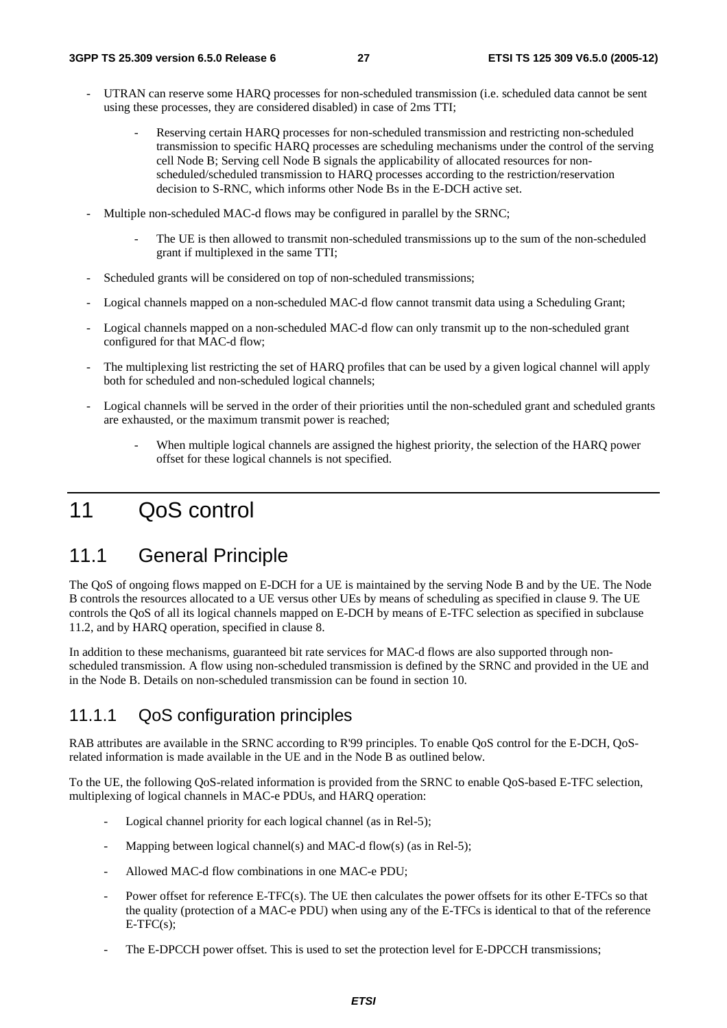- UTRAN can reserve some HARQ processes for non-scheduled transmission (i.e. scheduled data cannot be sent using these processes, they are considered disabled) in case of 2ms TTI;
    - Reserving certain HARQ processes for non-scheduled transmission and restricting non-scheduled transmission to specific HARQ processes are scheduling mechanisms under the control of the serving cell Node B; Serving cell Node B signals the applicability of allocated resources for non-scheduled/scheduled transmission to HARQ processes according to the restriction/reservation decision to S-RNC, which informs other Node Bs in the E-DCH active set.
- Multiple non-scheduled MAC-d flows may be configured in parallel by the SRNC;
    - The UE is then allowed to transmit non-scheduled transmissions up to the sum of the non-scheduled grant if multiplexed in the same TTI;
- Scheduled grants will be considered on top of non-scheduled transmissions;
- Logical channels mapped on a non-scheduled MAC-d flow cannot transmit data using a Scheduling Grant;
- Logical channels mapped on a non-scheduled MAC-d flow can only transmit up to the non-scheduled grant configured for that MAC-d flow;
- The multiplexing list restricting the set of HARQ profiles that can be used by a given logical channel will apply both for scheduled and non-scheduled logical channels;
- Logical channels will be served in the order of their priorities until the non-scheduled grant and scheduled grants are exhausted, or the maximum transmit power is reached;
    - When multiple logical channels are assigned the highest priority, the selection of the HARQ power offset for these logical channels is not specified.

# 11 QoS control

## 11.1 General Principle

The QoS of ongoing flows mapped on E-DCH for a UE is maintained by the serving Node B and by the UE. The Node B controls the resources allocated to a UE versus other UEs by means of scheduling as specified in clause 9. The UE controls the QoS of all its logical channels mapped on E-DCH by means of E-TFC selection as specified in subclause 11.2, and by HARQ operation, specified in clause 8.

In addition to these mechanisms, guaranteed bit rate services for MAC-d flows are also supported through non-scheduled transmission. A flow using non-scheduled transmission is defined by the SRNC and provided in the UE and in the Node B. Details on non-scheduled transmission can be found in section 10.

### 11.1.1 QoS configuration principles

RAB attributes are available in the SRNC according to R'99 principles. To enable QoS control for the E-DCH, QoS-related information is made available in the UE and in the Node B as outlined below.

To the UE, the following QoS-related information is provided from the SRNC to enable QoS-based E-TFC selection, multiplexing of logical channels in MAC-e PDUs, and HARQ operation:

- Logical channel priority for each logical channel (as in Rel-5);
- Mapping between logical channel(s) and MAC-d flow(s) (as in Rel-5);
- Allowed MAC-d flow combinations in one MAC-e PDU;
- Power offset for reference E-TFC(s). The UE then calculates the power offsets for its other E-TFCs so that the quality (protection of a MAC-e PDU) when using any of the E-TFCs is identical to that of the reference E-TFC(s);
- The E-DPCCH power offset. This is used to set the protection level for E-DPCCH transmissions;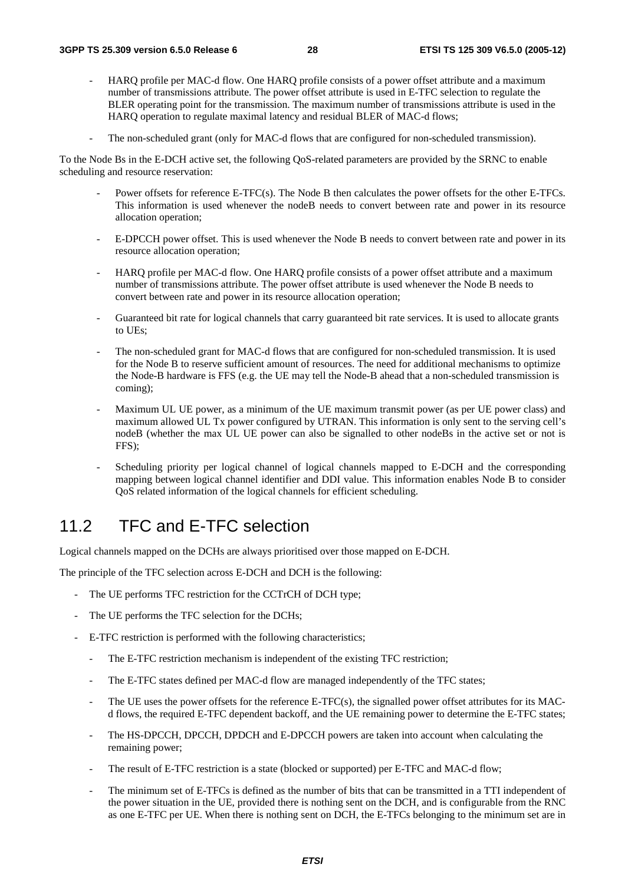- HARQ profile per MAC-d flow. One HARQ profile consists of a power offset attribute and a maximum number of transmissions attribute. The power offset attribute is used in E-TFC selection to regulate the BLER operating point for the transmission. The maximum number of transmissions attribute is used in the HARQ operation to regulate maximal latency and residual BLER of MAC-d flows;

- The non-scheduled grant (only for MAC-d flows that are configured for non-scheduled transmission).

To the Node Bs in the E-DCH active set, the following QoS-related parameters are provided by the SRNC to enable scheduling and resource reservation:

- Power offsets for reference E-TFC(s). The Node B then calculates the power offsets for the other E-TFCs. This information is used whenever the nodeB needs to convert between rate and power in its resource allocation operation;

- E-DPCCH power offset. This is used whenever the Node B needs to convert between rate and power in its resource allocation operation;

- HARQ profile per MAC-d flow. One HARQ profile consists of a power offset attribute and a maximum number of transmissions attribute. The power offset attribute is used whenever the Node B needs to convert between rate and power in its resource allocation operation;

- Guaranteed bit rate for logical channels that carry guaranteed bit rate services. It is used to allocate grants to UEs;

- The non-scheduled grant for MAC-d flows that are configured for non-scheduled transmission. It is used for the Node B to reserve sufficient amount of resources. The need for additional mechanisms to optimize the Node-B hardware is FFS (e.g. the UE may tell the Node-B ahead that a non-scheduled transmission is coming);

- Maximum UL UE power, as a minimum of the UE maximum transmit power (as per UE power class) and maximum allowed UL Tx power configured by UTRAN. This information is only sent to the serving cell's nodeB (whether the max UL UE power can also be signalled to other nodeBs in the active set or not is FFS);

- Scheduling priority per logical channel of logical channels mapped to E-DCH and the corresponding mapping between logical channel identifier and DDI value. This information enables Node B to consider QoS related information of the logical channels for efficient scheduling.

## 11.2 TFC and E-TFC selection

Logical channels mapped on the DCHs are always prioritised over those mapped on E-DCH.

The principle of the TFC selection across E-DCH and DCH is the following:

- The UE performs TFC restriction for the CCTrCH of DCH type;
- The UE performs the TFC selection for the DCHs;
- E-TFC restriction is performed with the following characteristics;
  - The E-TFC restriction mechanism is independent of the existing TFC restriction;
  - The E-TFC states defined per MAC-d flow are managed independently of the TFC states;
  - The UE uses the power offsets for the reference E-TFC(s), the signalled power offset attributes for its MAC-d flows, the required E-TFC dependent backoff, and the UE remaining power to determine the E-TFC states;
  - The HS-DPCCH, DPCCH, DPDCH and E-DPCCH powers are taken into account when calculating the remaining power;
  - The result of E-TFC restriction is a state (blocked or supported) per E-TFC and MAC-d flow;
  - The minimum set of E-TFCs is defined as the number of bits that can be transmitted in a TTI independent of the power situation in the UE, provided there is nothing sent on the DCH, and is configurable from the RNC as one E-TFC per UE. When there is nothing sent on DCH, the E-TFCs belonging to the minimum set are in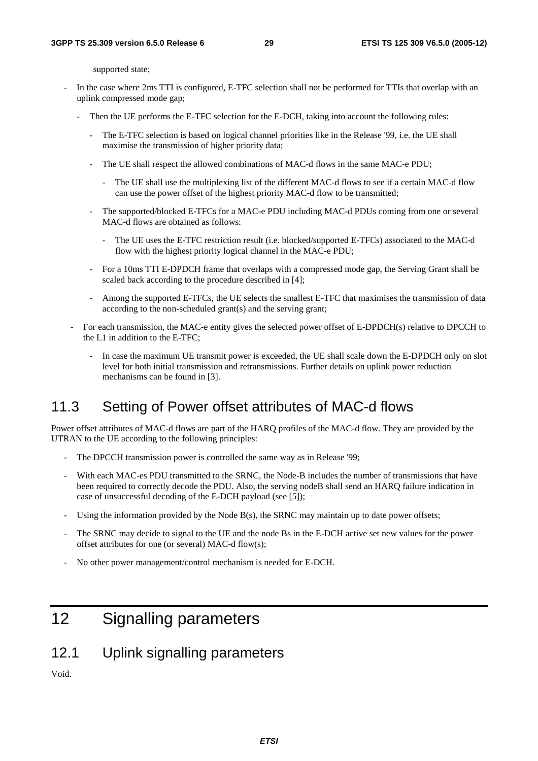supported state;

- In the case where 2ms TTI is configured, E-TFC selection shall not be performed for TTIs that overlap with an uplink compressed mode gap;
  - Then the UE performs the E-TFC selection for the E-DCH, taking into account the following rules:
    - The E-TFC selection is based on logical channel priorities like in the Release '99, i.e. the UE shall maximise the transmission of higher priority data;
    - The UE shall respect the allowed combinations of MAC-d flows in the same MAC-e PDU;
      - The UE shall use the multiplexing list of the different MAC-d flows to see if a certain MAC-d flow can use the power offset of the highest priority MAC-d flow to be transmitted;
    - The supported/blocked E-TFCs for a MAC-e PDU including MAC-d PDUs coming from one or several MAC-d flows are obtained as follows:
      - The UE uses the E-TFC restriction result (i.e. blocked/supported E-TFCs) associated to the MAC-d flow with the highest priority logical channel in the MAC-e PDU;
    - For a 10ms TTI E-DPDCH frame that overlaps with a compressed mode gap, the Serving Grant shall be scaled back according to the procedure described in [4];
    - Among the supported E-TFCs, the UE selects the smallest E-TFC that maximises the transmission of data according to the non-scheduled grant(s) and the serving grant;
  - For each transmission, the MAC-e entity gives the selected power offset of E-DPDCH(s) relative to DPCCH to the L1 in addition to the E-TFC;
    - In case the maximum UE transmit power is exceeded, the UE shall scale down the E-DPDCH only on slot level for both initial transmission and retransmissions. Further details on uplink power reduction mechanisms can be found in [3].

## 11.3 Setting of Power offset attributes of MAC-d flows

Power offset attributes of MAC-d flows are part of the HARQ profiles of the MAC-d flow. They are provided by the UTRAN to the UE according to the following principles:

- The DPCCH transmission power is controlled the same way as in Release '99;
- With each MAC-es PDU transmitted to the SRNC, the Node-B includes the number of transmissions that have been required to correctly decode the PDU. Also, the serving nodeB shall send an HARQ failure indication in case of unsuccessful decoding of the E-DCH payload (see [5]);
- Using the information provided by the Node B(s), the SRNC may maintain up to date power offsets;
- The SRNC may decide to signal to the UE and the node Bs in the E-DCH active set new values for the power offset attributes for one (or several) MAC-d flow(s);
- No other power management/control mechanism is needed for E-DCH.

# 12 Signalling parameters

## 12.1 Uplink signalling parameters

Void.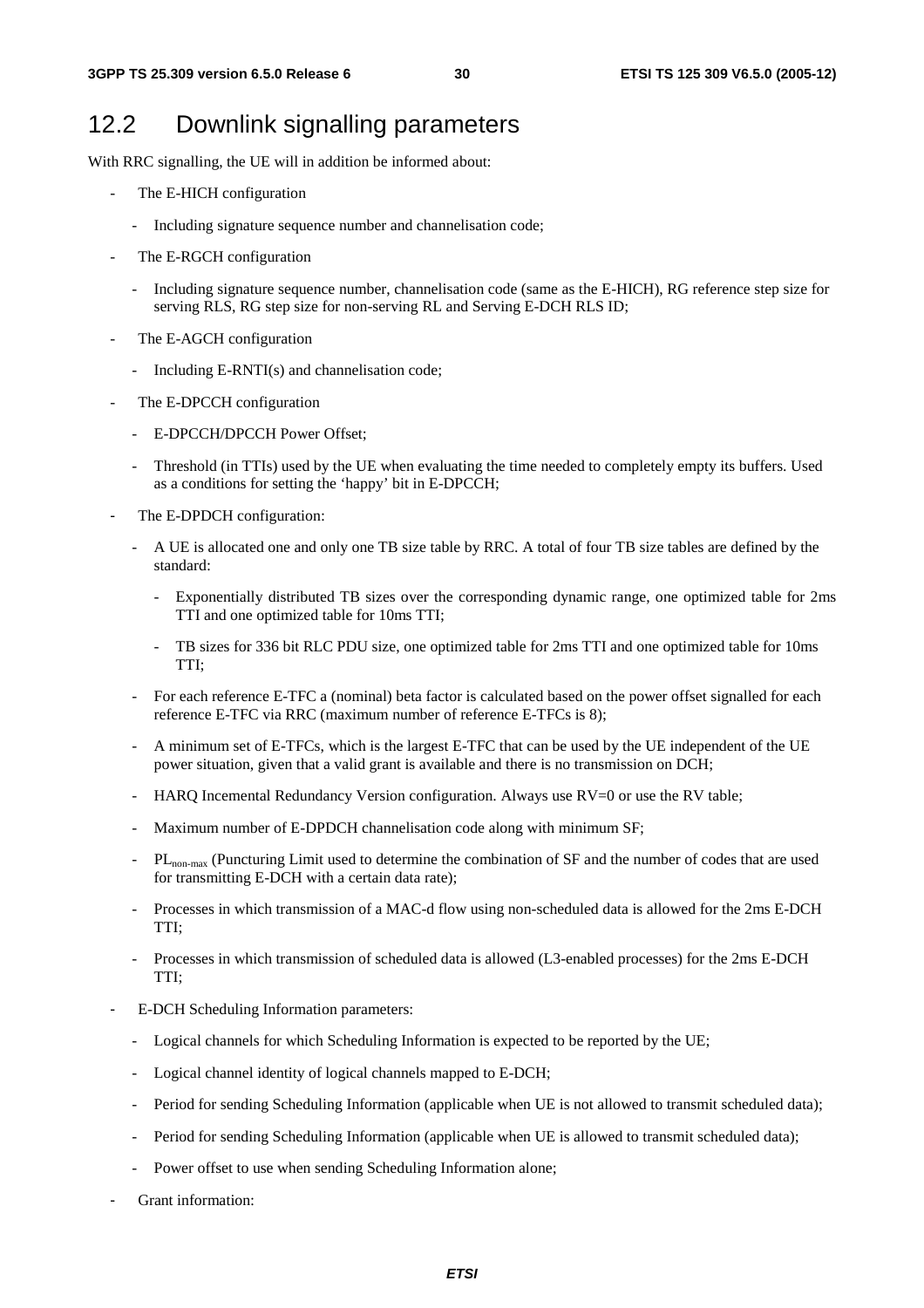## 12.2 Downlink signalling parameters

With RRC signalling, the UE will in addition be informed about:

- The E-HICH configuration
  - Including signature sequence number and channelisation code;
- The E-RGCH configuration
  - Including signature sequence number, channelisation code (same as the E-HICH), RG reference step size for serving RLS, RG step size for non-serving RL and Serving E-DCH RLS ID;
- The E-AGCH configuration
  - Including E-RNTI(s) and channelisation code;
- The E-DPCCH configuration
  - E-DPCCH/DPCCH Power Offset;
  - Threshold (in TTIs) used by the UE when evaluating the time needed to completely empty its buffers. Used as a conditions for setting the 'happy' bit in E-DPCCH;
- The E-DPDCH configuration:
  - A UE is allocated one and only one TB size table by RRC. A total of four TB size tables are defined by the standard:
    - Exponentially distributed TB sizes over the corresponding dynamic range, one optimized table for 2ms TTI and one optimized table for 10ms TTI;
    - TB sizes for 336 bit RLC PDU size, one optimized table for 2ms TTI and one optimized table for 10ms TTI;
  - For each reference E-TFC a (nominal) beta factor is calculated based on the power offset signalled for each reference E-TFC via RRC (maximum number of reference E-TFCs is 8);
  - A minimum set of E-TFCs, which is the largest E-TFC that can be used by the UE independent of the UE power situation, given that a valid grant is available and there is no transmission on DCH;
  - HARQ Incemental Redundancy Version configuration. Always use RV=0 or use the RV table;
  - Maximum number of E-DPDCH channelisation code along with minimum SF;
  - $PL_{non-max}$ (Puncturing Limit used to determine the combination of SF and the number of codes that are used for transmitting E-DCH with a certain data rate);
  - Processes in which transmission of a MAC-d flow using non-scheduled data is allowed for the 2ms E-DCH TTI;
  - Processes in which transmission of scheduled data is allowed (L3-enabled processes) for the 2ms E-DCH TTI;
- E-DCH Scheduling Information parameters:
  - Logical channels for which Scheduling Information is expected to be reported by the UE;
  - Logical channel identity of logical channels mapped to E-DCH;
  - Period for sending Scheduling Information (applicable when UE is not allowed to transmit scheduled data);
  - Period for sending Scheduling Information (applicable when UE is allowed to transmit scheduled data);
  - Power offset to use when sending Scheduling Information alone;
- Grant information: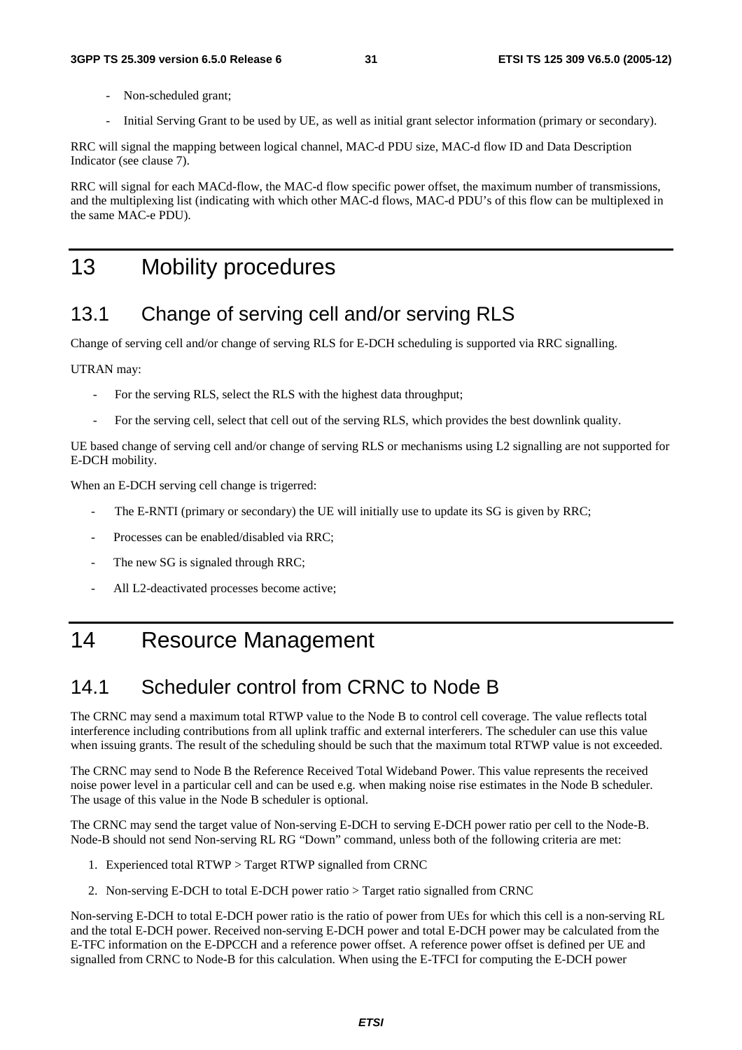- Non-scheduled grant;
- Initial Serving Grant to be used by UE, as well as initial grant selector information (primary or secondary).

RRC will signal the mapping between logical channel, MAC-d PDU size, MAC-d flow ID and Data Description Indicator (see clause 7).

RRC will signal for each MACd-flow, the MAC-d flow specific power offset, the maximum number of transmissions, and the multiplexing list (indicating with which other MAC-d flows, MAC-d PDU's of this flow can be multiplexed in the same MAC-e PDU).

# 13 Mobility procedures

## 13.1 Change of serving cell and/or serving RLS

Change of serving cell and/or change of serving RLS for E-DCH scheduling is supported via RRC signalling.

UTRAN may:

- For the serving RLS, select the RLS with the highest data throughput;
- For the serving cell, select that cell out of the serving RLS, which provides the best downlink quality.

UE based change of serving cell and/or change of serving RLS or mechanisms using L2 signalling are not supported for E-DCH mobility.

When an E-DCH serving cell change is trigerred:

- The E-RNTI (primary or secondary) the UE will initially use to update its SG is given by RRC;
- Processes can be enabled/disabled via RRC;
- The new SG is signaled through RRC;
- All L2-deactivated processes become active;

# 14 Resource Management

## 14.1 Scheduler control from CRNC to Node B

The CRNC may send a maximum total RTWP value to the Node B to control cell coverage. The value reflects total interference including contributions from all uplink traffic and external interferers. The scheduler can use this value when issuing grants. The result of the scheduling should be such that the maximum total RTWP value is not exceeded.

The CRNC may send to Node B the Reference Received Total Wideband Power. This value represents the received noise power level in a particular cell and can be used e.g. when making noise rise estimates in the Node B scheduler. The usage of this value in the Node B scheduler is optional.

The CRNC may send the target value of Non-serving E-DCH to serving E-DCH power ratio per cell to the Node-B. Node-B should not send Non-serving RL RG "Down" command, unless both of the following criteria are met:

1. Experienced total RTWP > Target RTWP signalled from CRNC
2. Non-serving E-DCH to total E-DCH power ratio > Target ratio signalled from CRNC

Non-serving E-DCH to total E-DCH power ratio is the ratio of power from UEs for which this cell is a non-serving RL and the total E-DCH power. Received non-serving E-DCH power and total E-DCH power may be calculated from the E-TFC information on the E-DPCCH and a reference power offset. A reference power offset is defined per UE and signalled from CRNC to Node-B for this calculation. When using the E-TFCI for computing the E-DCH power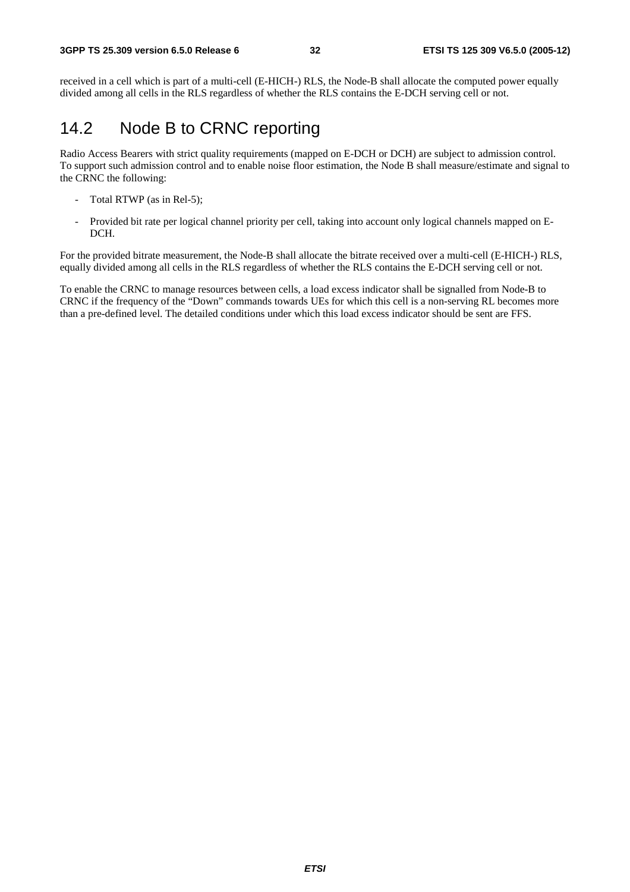received in a cell which is part of a multi-cell (E-HICH-) RLS, the Node-B shall allocate the computed power equally divided among all cells in the RLS regardless of whether the RLS contains the E-DCH serving cell or not.

## 14.2 Node B to CRNC reporting

Radio Access Bearers with strict quality requirements (mapped on E-DCH or DCH) are subject to admission control. To support such admission control and to enable noise floor estimation, the Node B shall measure/estimate and signal to the CRNC the following:

- Total RTWP (as in Rel-5);
- Provided bit rate per logical channel priority per cell, taking into account only logical channels mapped on E-DCH.

For the provided bitrate measurement, the Node-B shall allocate the bitrate received over a multi-cell (E-HICH-) RLS, equally divided among all cells in the RLS regardless of whether the RLS contains the E-DCH serving cell or not.

To enable the CRNC to manage resources between cells, a load excess indicator shall be signalled from Node-B to CRNC if the frequency of the "Down" commands towards UEs for which this cell is a non-serving RL becomes more than a pre-defined level. The detailed conditions under which this load excess indicator should be sent are FFS.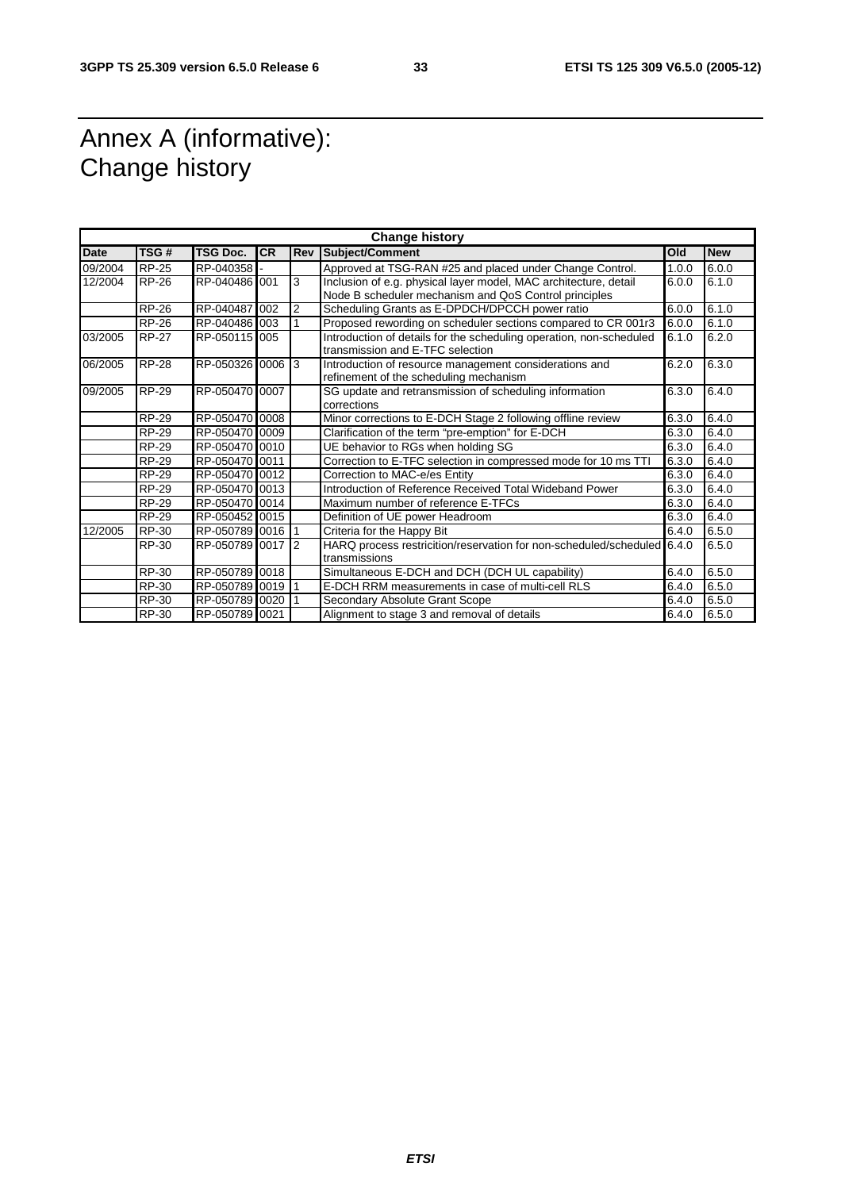# Annex A (informative): Change history

| Change history | | | | | | | |
|---|---|---|---|---|---|---|---|
| **Date** | **TSG #** | **TSG Doc.** | **CR** | **Rev** | **Subject/Comment** | **Old** | **New** |
| 09/2004 | RP-25 | RP-040358 | - | | Approved at TSG-RAN #25 and placed under Change Control. | 1.0.0 | 6.0.0 |
| 12/2004 | RP-26 | RP-040486 | 001 | 3 | Inclusion of e.g. physical layer model, MAC architecture, detail Node B scheduler mechanism and QoS Control principles | 6.0.0 | 6.1.0 |
| | RP-26 | RP-040487 | 002 | 2 | Scheduling Grants as E-DPDCH/DPCCH power ratio | 6.0.0 | 6.1.0 |
| | RP-26 | RP-040486 | 003 | 1 | Proposed rewording on scheduler sections compared to CR 001r3 | 6.0.0 | 6.1.0 |
| 03/2005 | RP-27 | RP-050115 | 005 | | Introduction of details for the scheduling operation, non-scheduled transmission and E-TFC selection | 6.1.0 | 6.2.0 |
| 06/2005 | RP-28 | RP-050326 | 0006 | 3 | Introduction of resource management considerations and refinement of the scheduling mechanism | 6.2.0 | 6.3.0 |
| 09/2005 | RP-29 | RP-050470 | 0007 | | SG update and retransmission of scheduling information corrections | 6.3.0 | 6.4.0 |
| | RP-29 | RP-050470 | 0008 | | Minor corrections to E-DCH Stage 2 following offline review | 6.3.0 | 6.4.0 |
| | RP-29 | RP-050470 | 0009 | | Clarification of the term "pre-emption" for E-DCH | 6.3.0 | 6.4.0 |
| | RP-29 | RP-050470 | 0010 | | UE behavior to RGs when holding SG | 6.3.0 | 6.4.0 |
| | RP-29 | RP-050470 | 0011 | | Correction to E-TFC selection in compressed mode for 10 ms TTI | 6.3.0 | 6.4.0 |
| | RP-29 | RP-050470 | 0012 | | Correction to MAC-e/es Entity | 6.3.0 | 6.4.0 |
| | RP-29 | RP-050470 | 0013 | | Introduction of Reference Received Total Wideband Power | 6.3.0 | 6.4.0 |
| | RP-29 | RP-050470 | 0014 | | Maximum number of reference E-TFCs | 6.3.0 | 6.4.0 |
| | RP-29 | RP-050452 | 0015 | | Definition of UE power Headroom | 6.3.0 | 6.4.0 |
| 12/2005 | RP-30 | RP-050789 | 0016 | 1 | Criteria for the Happy Bit | 6.4.0 | 6.5.0 |
| | RP-30 | RP-050789 | 0017 | 2 | HARQ process restricition/reservation for non-scheduled/scheduled transmissions | 6.4.0 | 6.5.0 |
| | RP-30 | RP-050789 | 0018 | | Simultaneous E-DCH and DCH (DCH UL capability) | 6.4.0 | 6.5.0 |
| | RP-30 | RP-050789 | 0019 | 1 | E-DCH RRM measurements in case of multi-cell RLS | 6.4.0 | 6.5.0 |
| | RP-30 | RP-050789 | 0020 | 1 | Secondary Absolute Grant Scope | 6.4.0 | 6.5.0 |
| | RP-30 | RP-050789 | 0021 | | Alignment to stage 3 and removal of details | 6.4.0 | 6.5.0 |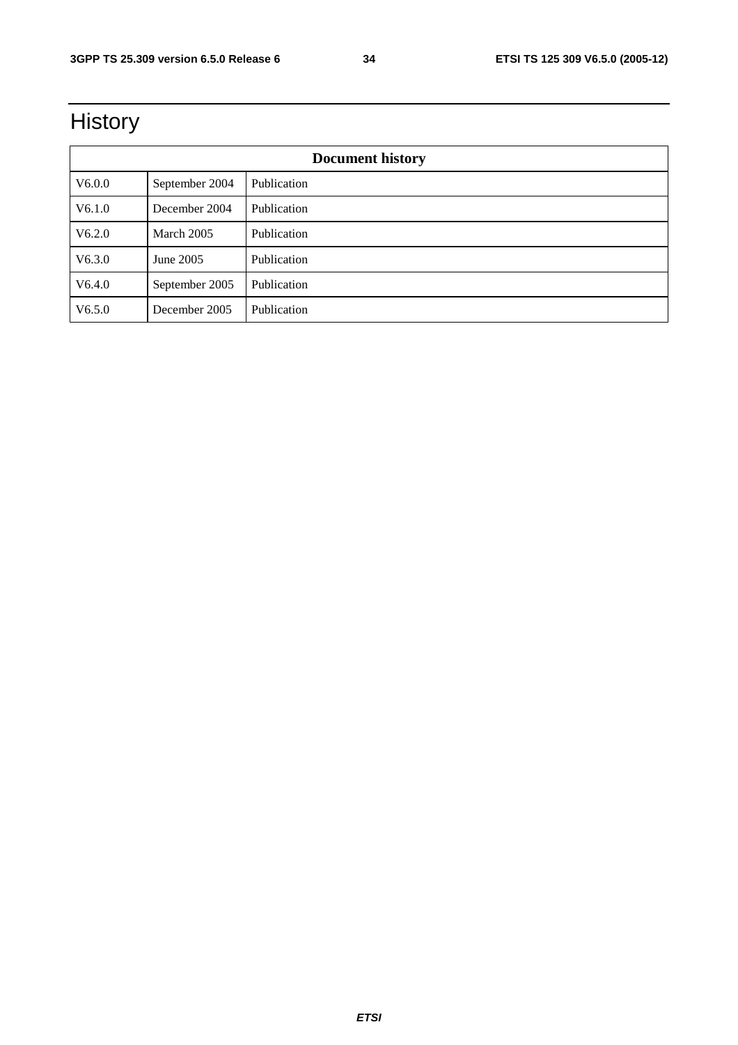# History

| Document history | | |
|---|---|---|
| V6.0.0 | September 2004 | Publication |
| V6.1.0 | December 2004 | Publication |
| V6.2.0 | March 2005 | Publication |
| V6.3.0 | June 2005 | Publication |
| V6.4.0 | September 2005 | Publication |
| V6.5.0 | December 2005 | Publication |